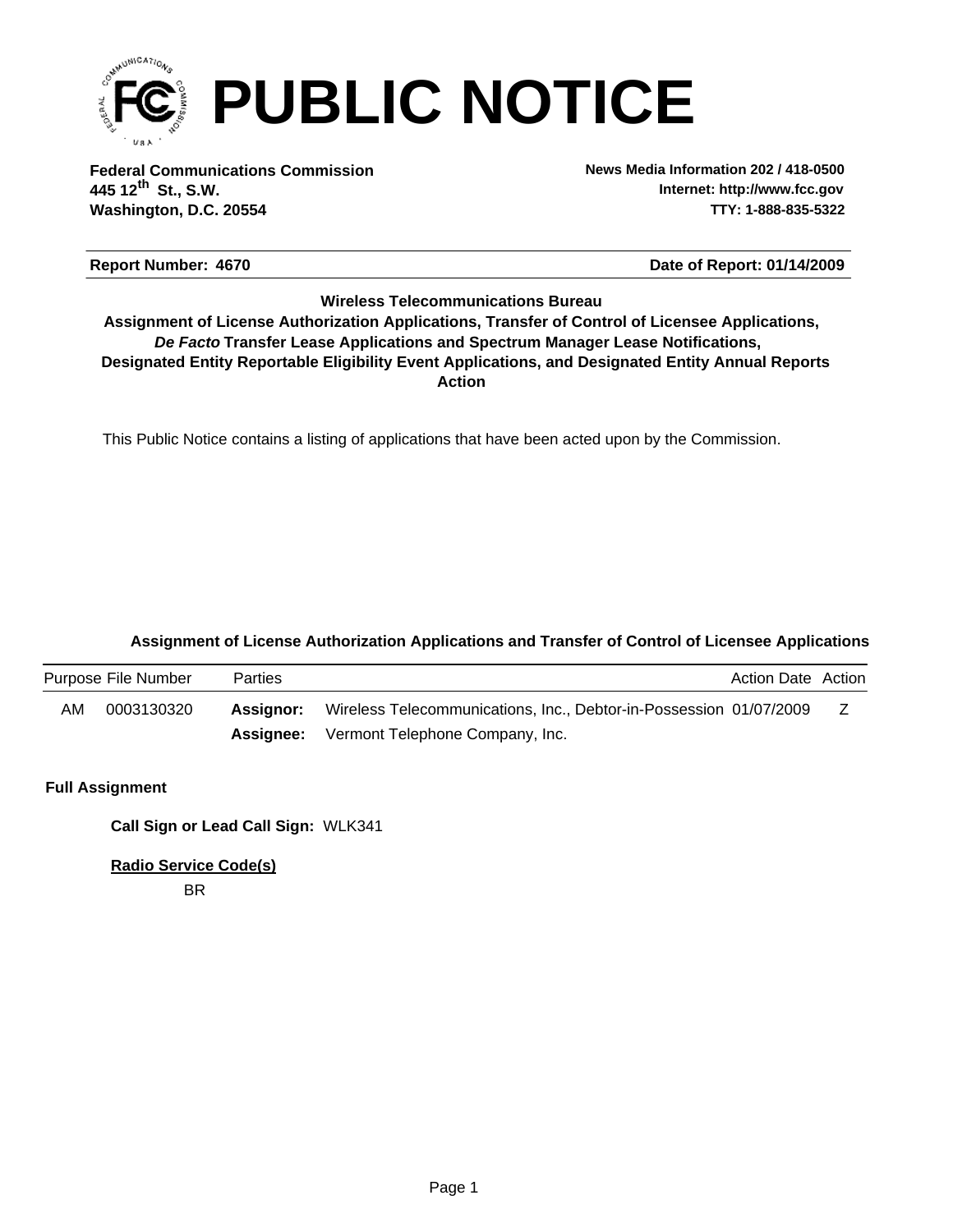# PUBLIC NOTICE

**Federal Communications Commission**
**445 12th St., S.W.**
**Washington, D.C. 20554**

**News Media Information 202 / 418-0500**
**Internet: http://www.fcc.gov**
**TTY: 1-888-835-5322**

**Report Number: 4670** | **Date of Report: 01/14/2009**

**Wireless Telecommunications Bureau**
**Assignment of License Authorization Applications, Transfer of Control of Licensee Applications,**
***De Facto* Transfer Lease Applications and Spectrum Manager Lease Notifications,**
**Designated Entity Reportable Eligibility Event Applications, and Designated Entity Annual Reports**
**Action**

This Public Notice contains a listing of applications that have been acted upon by the Commission.

### Assignment of License Authorization Applications and Transfer of Control of Licensee Applications

| Purpose | File Number | Parties | | Action Date | Action |
|---|---|---|---|---|---|
| AM | 0003130320 | **Assignor:** | Wireless Telecommunications, Inc., Debtor-in-Possession | 01/07/2009 | Z |
| | | **Assignee:** | Vermont Telephone Company, Inc. | | |

**Full Assignment**

**Call Sign or Lead Call Sign:** WLK341

**Radio Service Code(s)**

BR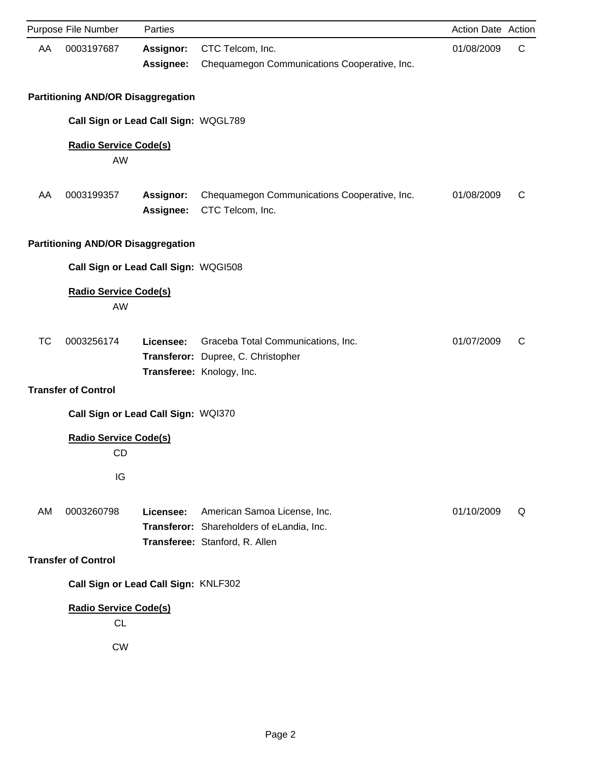| Purpose | File Number | Parties | | Action Date | Action |
|---|---|---|---|---|---|
| AA | 0003197687 | **Assignor:** | CTC Telcom, Inc. | 01/08/2009 | C |
| | | **Assignee:** | Chequamegon Communications Cooperative, Inc. | | |

**Partitioning AND/OR Disaggregation**

**Call Sign or Lead Call Sign:** WQGL789

**Radio Service Code(s)**

AW

| | | | | | |
|---|---|---|---|---|---|
| AA | 0003199357 | **Assignor:** | Chequamegon Communications Cooperative, Inc. | 01/08/2009 | C |
| | | **Assignee:** | CTC Telcom, Inc. | | |

**Partitioning AND/OR Disaggregation**

**Call Sign or Lead Call Sign:** WQGI508

**Radio Service Code(s)**

AW

| | | | | | |
|---|---|---|---|---|---|
| TC | 0003256174 | **Licensee:** | Graceba Total Communications, Inc. | 01/07/2009 | C |
| | | **Transferor:** | Dupree, C. Christopher | | |
| | | **Transferee:** | Knology, Inc. | | |

**Transfer of Control**

**Call Sign or Lead Call Sign:** WQI370

**Radio Service Code(s)**

CD

IG

| | | | | | |
|---|---|---|---|---|---|
| AM | 0003260798 | **Licensee:** | American Samoa License, Inc. | 01/10/2009 | Q |
| | | **Transferor:** | Shareholders of eLandia, Inc. | | |
| | | **Transferee:** | Stanford, R. Allen | | |

**Transfer of Control**

**Call Sign or Lead Call Sign:** KNLF302

**Radio Service Code(s)**

CL

CW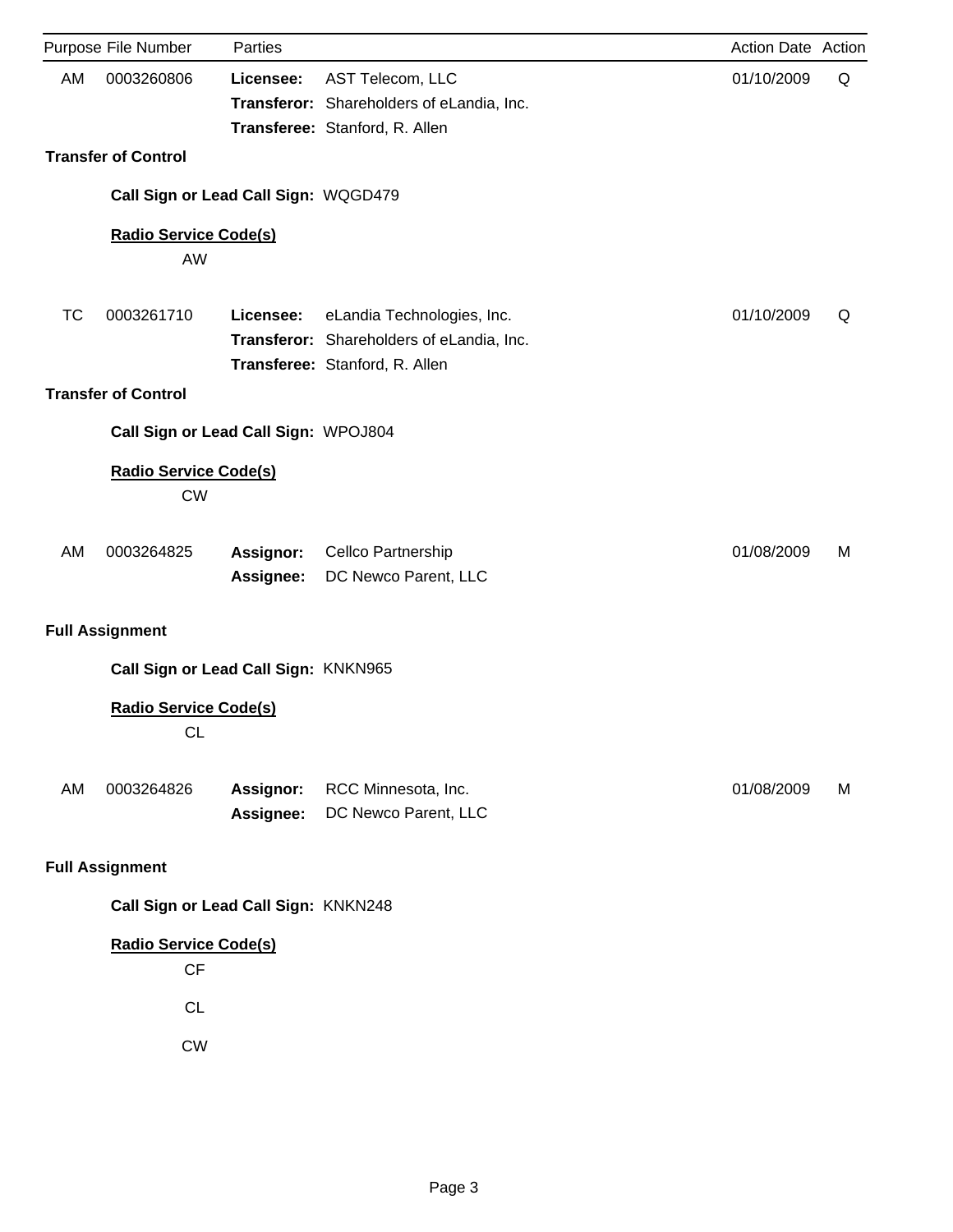| Purpose | File Number | Parties | | Action Date | Action |
|---|---|---|---|---|---|
| AM | 0003260806 | **Licensee:** | AST Telecom, LLC | 01/10/2009 | Q |
| | | **Transferor:** | Shareholders of eLandia, Inc. | | |
| | | **Transferee:** | Stanford, R. Allen | | |

**Transfer of Control**

**Call Sign or Lead Call Sign:** WQGD479

**Radio Service Code(s)**

AW

| Purpose | File Number | Parties | | Action Date | Action |
|---|---|---|---|---|---|
| TC | 0003261710 | **Licensee:** | eLandia Technologies, Inc. | 01/10/2009 | Q |
| | | **Transferor:** | Shareholders of eLandia, Inc. | | |
| | | **Transferee:** | Stanford, R. Allen | | |

**Transfer of Control**

**Call Sign or Lead Call Sign:** WPOJ804

**Radio Service Code(s)**

CW

| Purpose | File Number | Parties | | Action Date | Action |
|---|---|---|---|---|---|
| AM | 0003264825 | **Assignor:** | Cellco Partnership | 01/08/2009 | M |
| | | **Assignee:** | DC Newco Parent, LLC | | |

**Full Assignment**

**Call Sign or Lead Call Sign:** KNKN965

**Radio Service Code(s)**

CL

| Purpose | File Number | Parties | | Action Date | Action |
|---|---|---|---|---|---|
| AM | 0003264826 | **Assignor:** | RCC Minnesota, Inc. | 01/08/2009 | M |
| | | **Assignee:** | DC Newco Parent, LLC | | |

**Full Assignment**

**Call Sign or Lead Call Sign:** KNKN248

**Radio Service Code(s)**

CF

CL

CW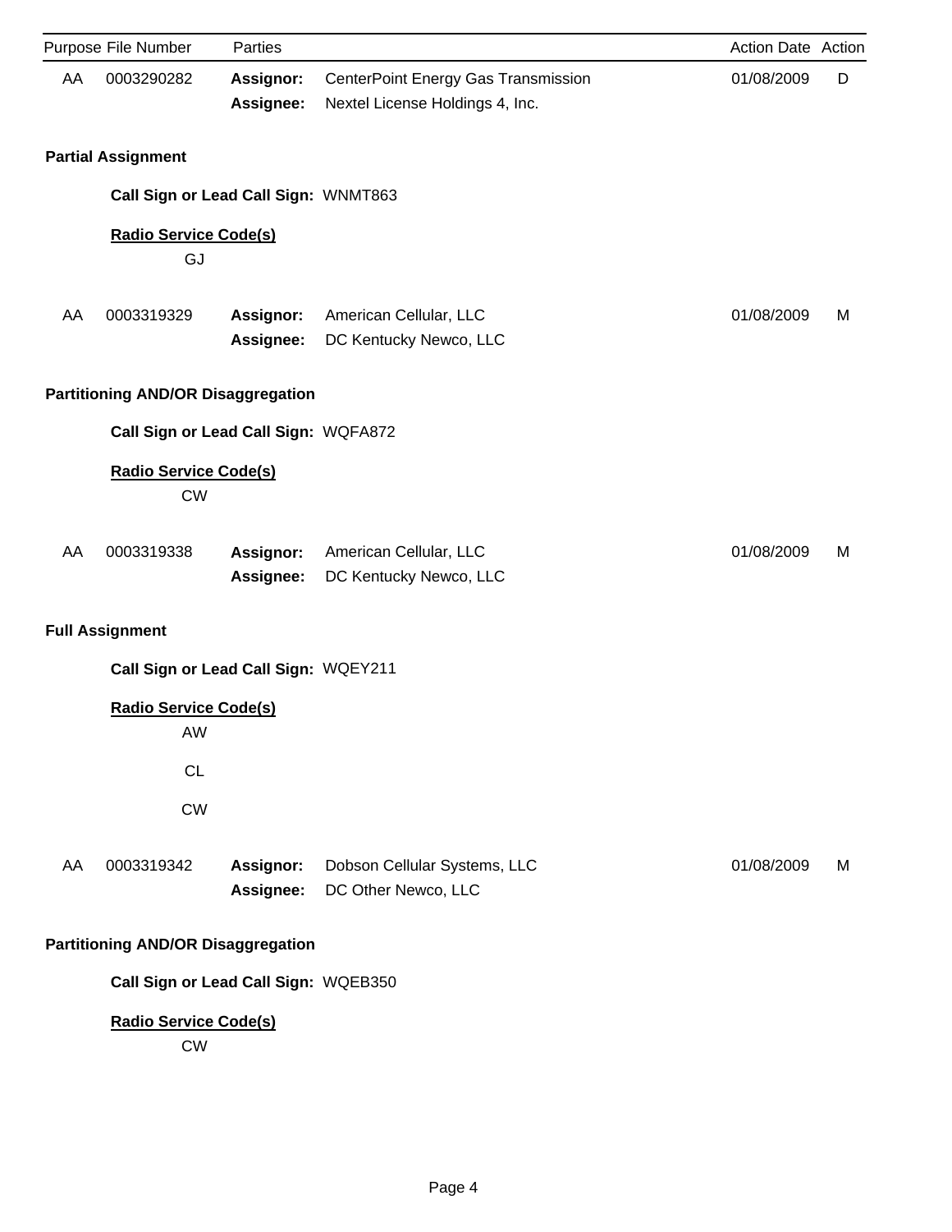| Purpose | File Number | Parties | | Action Date | Action |
|---|---|---|---|---|---|
| AA | 0003290282 | **Assignor:** | CenterPoint Energy Gas Transmission | 01/08/2009 | D |
| | | **Assignee:** | Nextel License Holdings 4, Inc. | | |

**Partial Assignment**

**Call Sign or Lead Call Sign:** WNMT863

**Radio Service Code(s)**

GJ

| | | | | | |
|---|---|---|---|---|---|
| AA | 0003319329 | **Assignor:** | American Cellular, LLC | 01/08/2009 | M |
| | | **Assignee:** | DC Kentucky Newco, LLC | | |

**Partitioning AND/OR Disaggregation**

**Call Sign or Lead Call Sign:** WQFA872

**Radio Service Code(s)**

CW

| | | | | | |
|---|---|---|---|---|---|
| AA | 0003319338 | **Assignor:** | American Cellular, LLC | 01/08/2009 | M |
| | | **Assignee:** | DC Kentucky Newco, LLC | | |

**Full Assignment**

**Call Sign or Lead Call Sign:** WQEY211

**Radio Service Code(s)**

AW

CL

CW

| | | | | | |
|---|---|---|---|---|---|
| AA | 0003319342 | **Assignor:** | Dobson Cellular Systems, LLC | 01/08/2009 | M |
| | | **Assignee:** | DC Other Newco, LLC | | |

**Partitioning AND/OR Disaggregation**

**Call Sign or Lead Call Sign:** WQEB350

**Radio Service Code(s)**

CW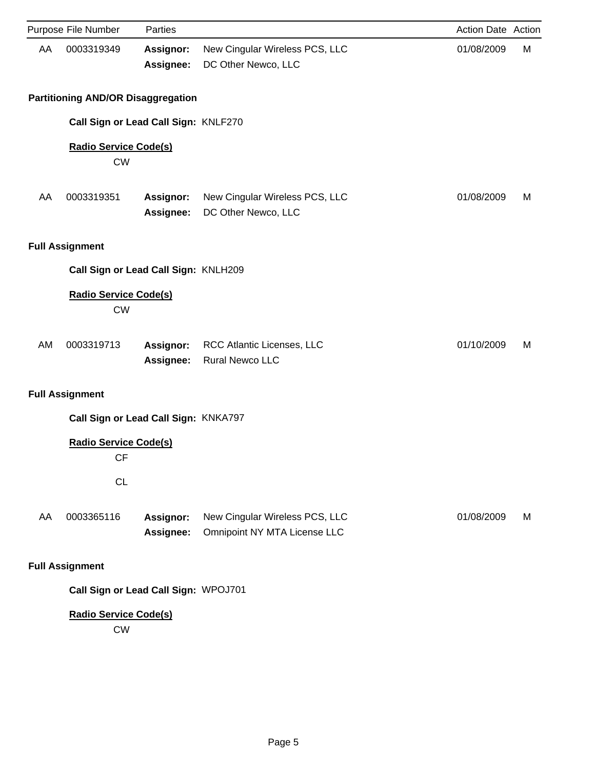| Purpose | File Number | Parties | | Action Date | Action |
|---|---|---|---|---|---|
| AA | 0003319349 | **Assignor:** | New Cingular Wireless PCS, LLC | 01/08/2009 | M |
| | | **Assignee:** | DC Other Newco, LLC | | |

**Partitioning AND/OR Disaggregation**

**Call Sign or Lead Call Sign:** KNLF270

**Radio Service Code(s)**

CW

| Purpose | File Number | Parties | | Action Date | Action |
|---|---|---|---|---|---|
| AA | 0003319351 | **Assignor:** | New Cingular Wireless PCS, LLC | 01/08/2009 | M |
| | | **Assignee:** | DC Other Newco, LLC | | |

**Full Assignment**

**Call Sign or Lead Call Sign:** KNLH209

**Radio Service Code(s)**

CW

| Purpose | File Number | Parties | | Action Date | Action |
|---|---|---|---|---|---|
| AM | 0003319713 | **Assignor:** | RCC Atlantic Licenses, LLC | 01/10/2009 | M |
| | | **Assignee:** | Rural Newco LLC | | |

**Full Assignment**

**Call Sign or Lead Call Sign:** KNKA797

**Radio Service Code(s)**

CF

CL

| Purpose | File Number | Parties | | Action Date | Action |
|---|---|---|---|---|---|
| AA | 0003365116 | **Assignor:** | New Cingular Wireless PCS, LLC | 01/08/2009 | M |
| | | **Assignee:** | Omnipoint NY MTA License LLC | | |

**Full Assignment**

**Call Sign or Lead Call Sign:** WPOJ701

**Radio Service Code(s)**

CW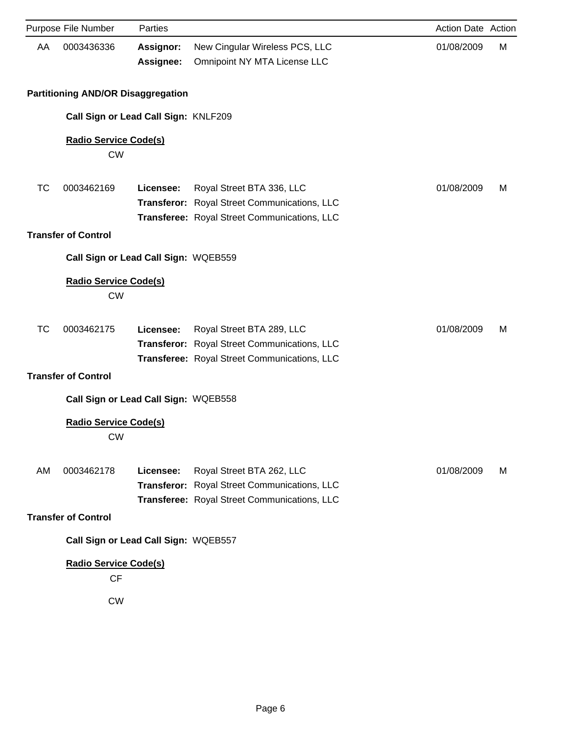| Purpose | File Number | Parties | | Action Date | Action |
|---|---|---|---|---|---|
| AA | 0003436336 | **Assignor:** | New Cingular Wireless PCS, LLC | 01/08/2009 | M |
| | | **Assignee:** | Omnipoint NY MTA License LLC | | |

**Partitioning AND/OR Disaggregation**

**Call Sign or Lead Call Sign:** KNLF209

**Radio Service Code(s)**

CW

| | | | | | |
|---|---|---|---|---|---|
| TC | 0003462169 | **Licensee:** | Royal Street BTA 336, LLC | 01/08/2009 | M |
| | | **Transferor:** | Royal Street Communications, LLC | | |
| | | **Transferee:** | Royal Street Communications, LLC | | |

**Transfer of Control**

**Call Sign or Lead Call Sign:** WQEB559

**Radio Service Code(s)**

CW

| | | | | | |
|---|---|---|---|---|---|
| TC | 0003462175 | **Licensee:** | Royal Street BTA 289, LLC | 01/08/2009 | M |
| | | **Transferor:** | Royal Street Communications, LLC | | |
| | | **Transferee:** | Royal Street Communications, LLC | | |

**Transfer of Control**

**Call Sign or Lead Call Sign:** WQEB558

**Radio Service Code(s)**

CW

| | | | | | |
|---|---|---|---|---|---|
| AM | 0003462178 | **Licensee:** | Royal Street BTA 262, LLC | 01/08/2009 | M |
| | | **Transferor:** | Royal Street Communications, LLC | | |
| | | **Transferee:** | Royal Street Communications, LLC | | |

**Transfer of Control**

**Call Sign or Lead Call Sign:** WQEB557

**Radio Service Code(s)**

CF

CW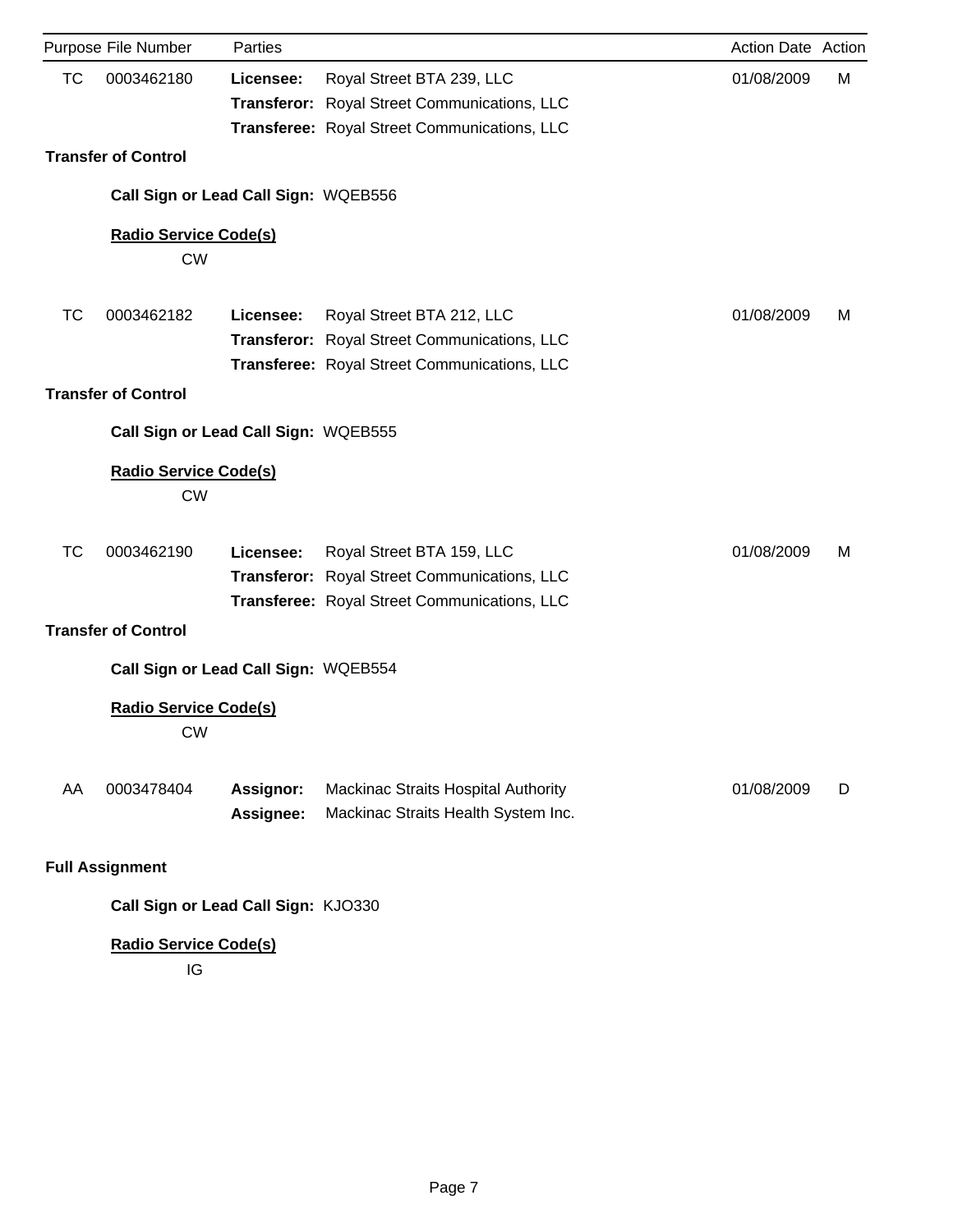| Purpose | File Number | Parties | | Action Date | Action |
|---|---|---|---|---|---|
| TC | 0003462180 | **Licensee:** | Royal Street BTA 239, LLC | 01/08/2009 | M |
| | | **Transferor:** | Royal Street Communications, LLC | | |
| | | **Transferee:** | Royal Street Communications, LLC | | |

**Transfer of Control**

**Call Sign or Lead Call Sign:** WQEB556

**Radio Service Code(s)**

CW

| | | | | | |
|---|---|---|---|---|---|
| TC | 0003462182 | **Licensee:** | Royal Street BTA 212, LLC | 01/08/2009 | M |
| | | **Transferor:** | Royal Street Communications, LLC | | |
| | | **Transferee:** | Royal Street Communications, LLC | | |

**Transfer of Control**

**Call Sign or Lead Call Sign:** WQEB555

**Radio Service Code(s)**

CW

| | | | | | |
|---|---|---|---|---|---|
| TC | 0003462190 | **Licensee:** | Royal Street BTA 159, LLC | 01/08/2009 | M |
| | | **Transferor:** | Royal Street Communications, LLC | | |
| | | **Transferee:** | Royal Street Communications, LLC | | |

**Transfer of Control**

**Call Sign or Lead Call Sign:** WQEB554

**Radio Service Code(s)**

CW

| | | | | | |
|---|---|---|---|---|---|
| AA | 0003478404 | **Assignor:** | Mackinac Straits Hospital Authority | 01/08/2009 | D |
| | | **Assignee:** | Mackinac Straits Health System Inc. | | |

**Full Assignment**

**Call Sign or Lead Call Sign:** KJO330

**Radio Service Code(s)**

IG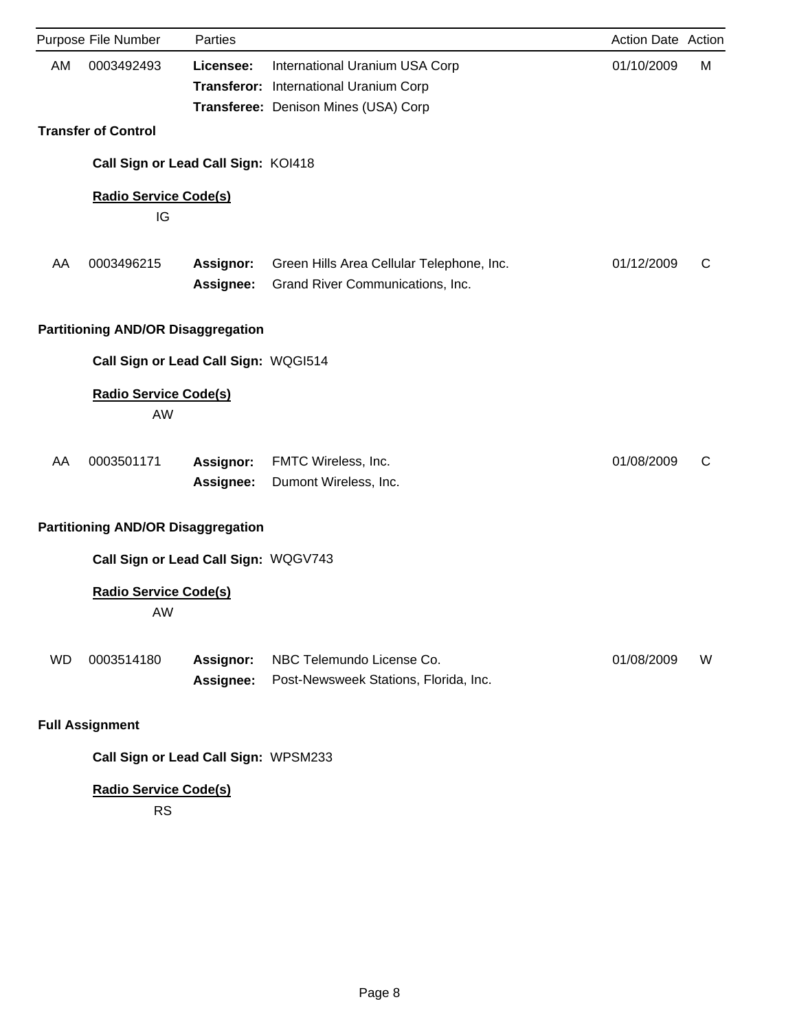| Purpose | File Number | Parties | | Action Date | Action |
|---|---|---|---|---|---|
| AM | 0003492493 | **Licensee:** | International Uranium USA Corp | 01/10/2009 | M |
| | | **Transferor:** | International Uranium Corp | | |
| | | **Transferee:** | Denison Mines (USA) Corp | | |

**Transfer of Control**

**Call Sign or Lead Call Sign:** KOI418

**Radio Service Code(s)**

IG

| Purpose | File Number | Parties | | Action Date | Action |
|---|---|---|---|---|---|
| AA | 0003496215 | **Assignor:** | Green Hills Area Cellular Telephone, Inc. | 01/12/2009 | C |
| | | **Assignee:** | Grand River Communications, Inc. | | |

**Partitioning AND/OR Disaggregation**

**Call Sign or Lead Call Sign:** WQGI514

**Radio Service Code(s)**

AW

| Purpose | File Number | Parties | | Action Date | Action |
|---|---|---|---|---|---|
| AA | 0003501171 | **Assignor:** | FMTC Wireless, Inc. | 01/08/2009 | C |
| | | **Assignee:** | Dumont Wireless, Inc. | | |

**Partitioning AND/OR Disaggregation**

**Call Sign or Lead Call Sign:** WQGV743

**Radio Service Code(s)**

AW

| Purpose | File Number | Parties | | Action Date | Action |
|---|---|---|---|---|---|
| WD | 0003514180 | **Assignor:** | NBC Telemundo License Co. | 01/08/2009 | W |
| | | **Assignee:** | Post-Newsweek Stations, Florida, Inc. | | |

**Full Assignment**

**Call Sign or Lead Call Sign:** WPSM233

**Radio Service Code(s)**

RS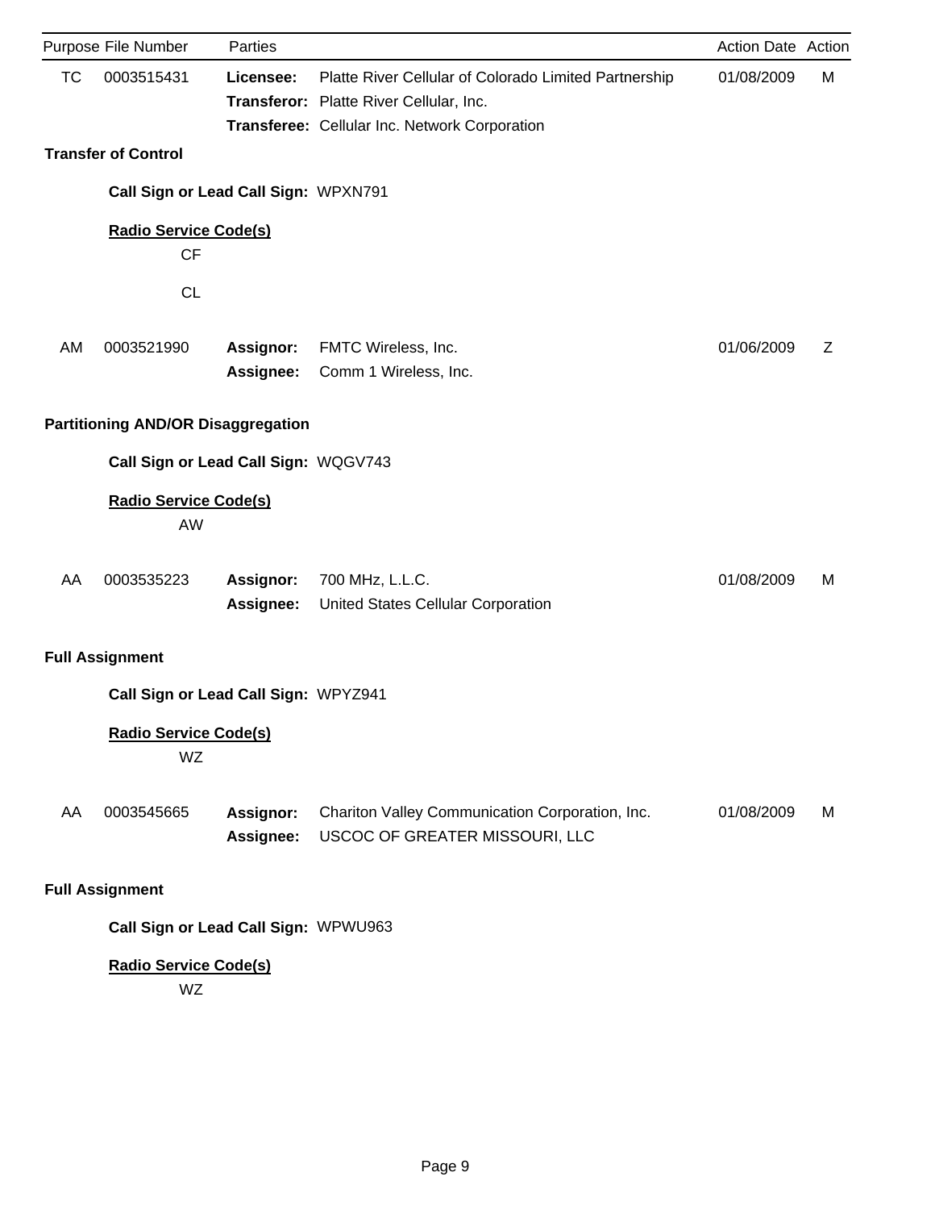| Purpose | File Number | Parties | | Action Date | Action |
|---|---|---|---|---|---|
| TC | 0003515431 | **Licensee:** | Platte River Cellular of Colorado Limited Partnership | 01/08/2009 | M |
| | | **Transferor:** | Platte River Cellular, Inc. | | |
| | | **Transferee:** | Cellular Inc. Network Corporation | | |

**Transfer of Control**

**Call Sign or Lead Call Sign:** WPXN791

**Radio Service Code(s)**

CF

CL

| Purpose | File Number | Parties | | Action Date | Action |
|---|---|---|---|---|---|
| AM | 0003521990 | **Assignor:** | FMTC Wireless, Inc. | 01/06/2009 | Z |
| | | **Assignee:** | Comm 1 Wireless, Inc. | | |

**Partitioning AND/OR Disaggregation**

**Call Sign or Lead Call Sign:** WQGV743

**Radio Service Code(s)**

AW

| Purpose | File Number | Parties | | Action Date | Action |
|---|---|---|---|---|---|
| AA | 0003535223 | **Assignor:** | 700 MHz, L.L.C. | 01/08/2009 | M |
| | | **Assignee:** | United States Cellular Corporation | | |

**Full Assignment**

**Call Sign or Lead Call Sign:** WPYZ941

**Radio Service Code(s)**

WZ

| Purpose | File Number | Parties | | Action Date | Action |
|---|---|---|---|---|---|
| AA | 0003545665 | **Assignor:** | Chariton Valley Communication Corporation, Inc. | 01/08/2009 | M |
| | | **Assignee:** | USCOC OF GREATER MISSOURI, LLC | | |

**Full Assignment**

**Call Sign or Lead Call Sign:** WPWU963

**Radio Service Code(s)**

WZ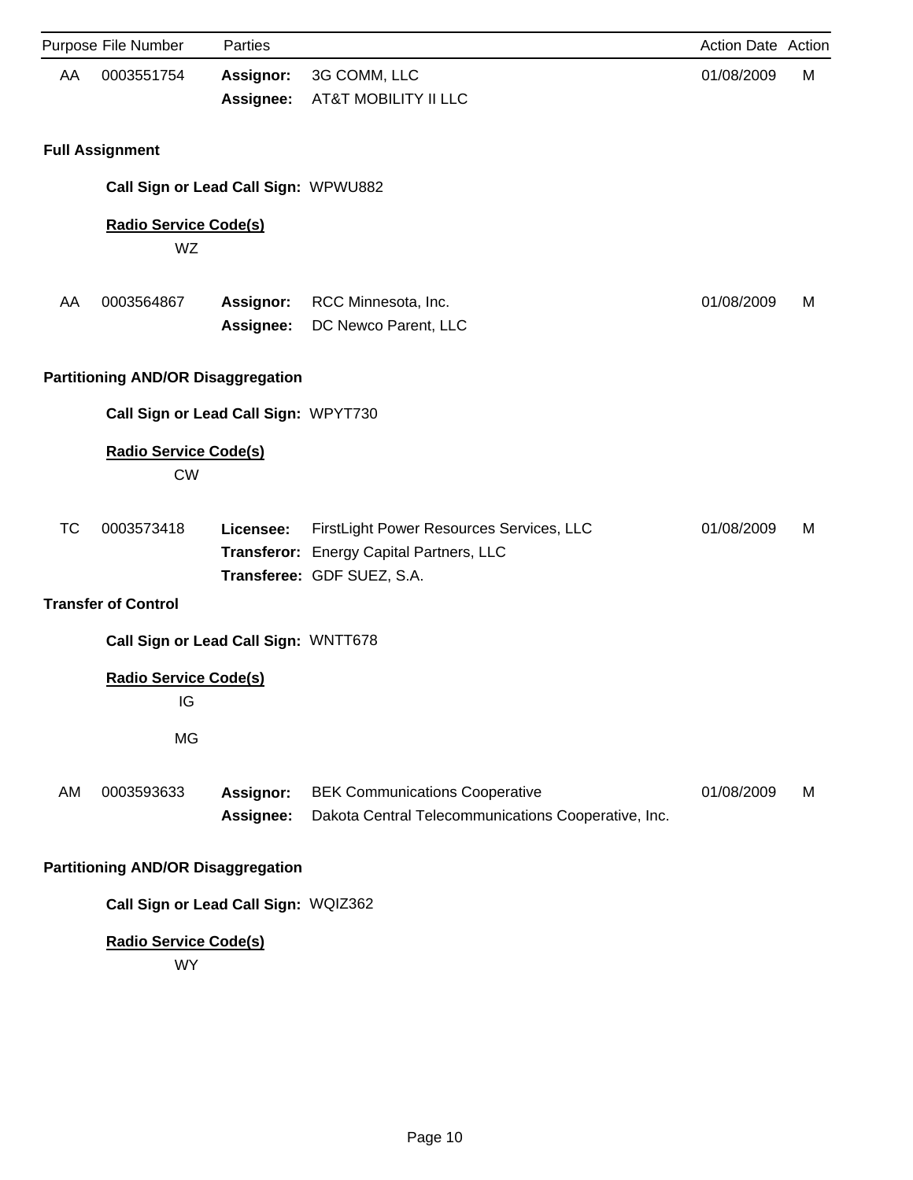| Purpose | File Number | Parties | | Action Date | Action |
|---|---|---|---|---|---|
| AA | 0003551754 | **Assignor:** | 3G COMM, LLC | 01/08/2009 | M |
| | | **Assignee:** | AT&T MOBILITY II LLC | | |

**Full Assignment**

**Call Sign or Lead Call Sign:** WPWU882

**Radio Service Code(s)**

WZ

| | | | | | |
|---|---|---|---|---|---|
| AA | 0003564867 | **Assignor:** | RCC Minnesota, Inc. | 01/08/2009 | M |
| | | **Assignee:** | DC Newco Parent, LLC | | |

**Partitioning AND/OR Disaggregation**

**Call Sign or Lead Call Sign:** WPYT730

**Radio Service Code(s)**

CW

| | | | | | |
|---|---|---|---|---|---|
| TC | 0003573418 | **Licensee:** | FirstLight Power Resources Services, LLC | 01/08/2009 | M |
| | | **Transferor:** | Energy Capital Partners, LLC | | |
| | | **Transferee:** | GDF SUEZ, S.A. | | |

**Transfer of Control**

**Call Sign or Lead Call Sign:** WNTT678

**Radio Service Code(s)**

IG

MG

| | | | | | |
|---|---|---|---|---|---|
| AM | 0003593633 | **Assignor:** | BEK Communications Cooperative | 01/08/2009 | M |
| | | **Assignee:** | Dakota Central Telecommunications Cooperative, Inc. | | |

**Partitioning AND/OR Disaggregation**

**Call Sign or Lead Call Sign:** WQIZ362

**Radio Service Code(s)**

WY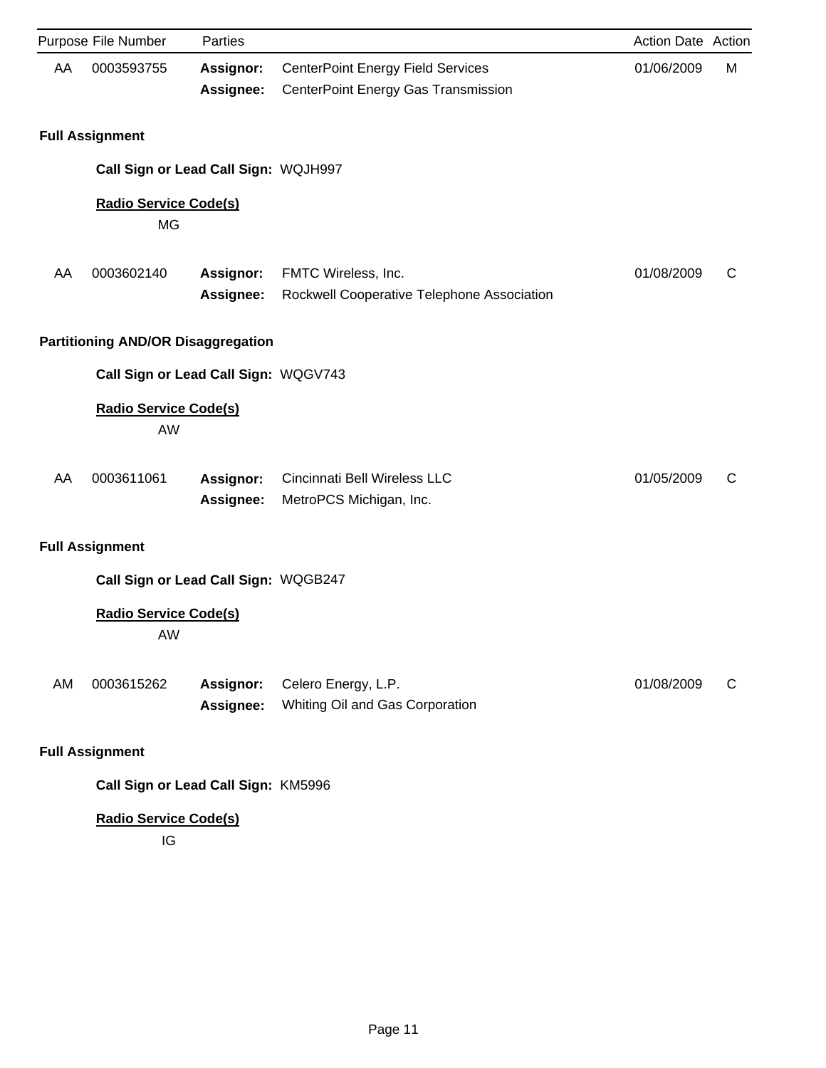| Purpose | File Number | Parties | | Action Date | Action |
|---|---|---|---|---|---|
| AA | 0003593755 | **Assignor:** | CenterPoint Energy Field Services | 01/06/2009 | M |
| | | **Assignee:** | CenterPoint Energy Gas Transmission | | |

**Full Assignment**

**Call Sign or Lead Call Sign:** WQJH997

**Radio Service Code(s)**

MG

| Purpose | File Number | Parties | | Action Date | Action |
|---|---|---|---|---|---|
| AA | 0003602140 | **Assignor:** | FMTC Wireless, Inc. | 01/08/2009 | C |
| | | **Assignee:** | Rockwell Cooperative Telephone Association | | |

**Partitioning AND/OR Disaggregation**

**Call Sign or Lead Call Sign:** WQGV743

**Radio Service Code(s)**

AW

| Purpose | File Number | Parties | | Action Date | Action |
|---|---|---|---|---|---|
| AA | 0003611061 | **Assignor:** | Cincinnati Bell Wireless LLC | 01/05/2009 | C |
| | | **Assignee:** | MetroPCS Michigan, Inc. | | |

**Full Assignment**

**Call Sign or Lead Call Sign:** WQGB247

**Radio Service Code(s)**

AW

| Purpose | File Number | Parties | | Action Date | Action |
|---|---|---|---|---|---|
| AM | 0003615262 | **Assignor:** | Celero Energy, L.P. | 01/08/2009 | C |
| | | **Assignee:** | Whiting Oil and Gas Corporation | | |

**Full Assignment**

**Call Sign or Lead Call Sign:** KM5996

**Radio Service Code(s)**

IG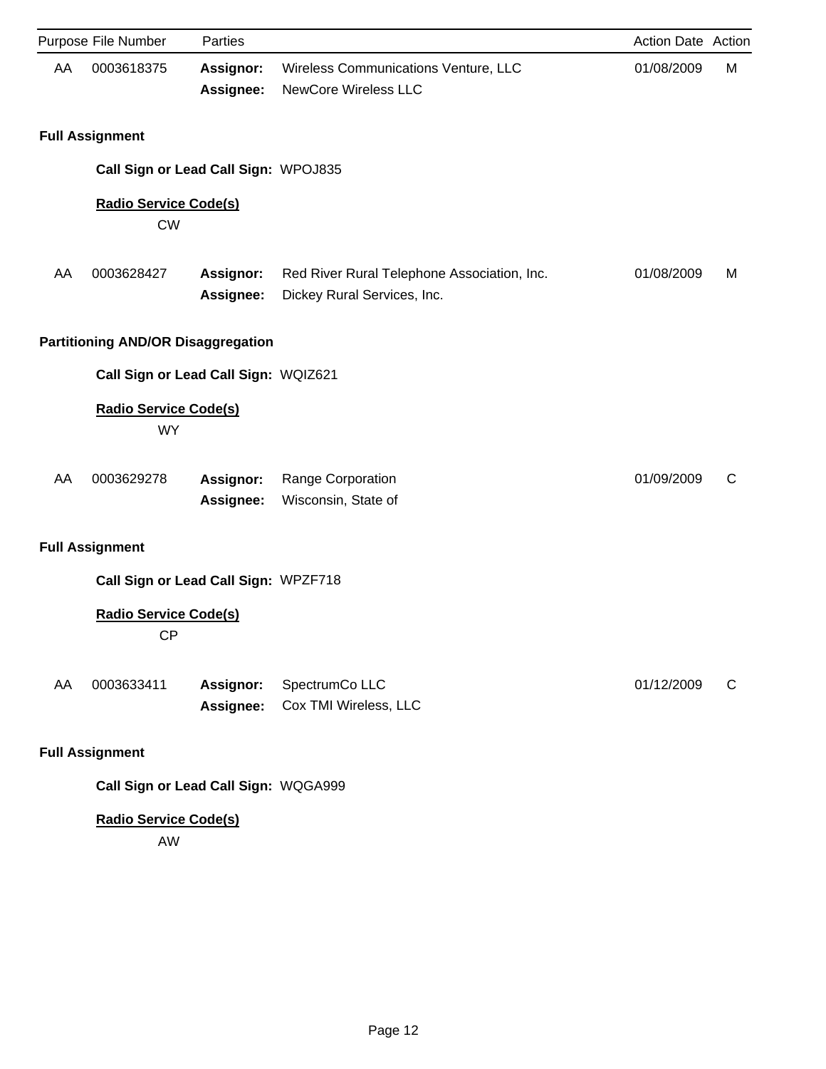| Purpose | File Number | Parties | | Action Date | Action |
|---|---|---|---|---|---|
| AA | 0003618375 | **Assignor:** | Wireless Communications Venture, LLC | 01/08/2009 | M |
| | | **Assignee:** | NewCore Wireless LLC | | |

**Full Assignment**

**Call Sign or Lead Call Sign:** WPOJ835

**Radio Service Code(s)**

CW

| | | | | | |
|---|---|---|---|---|---|
| AA | 0003628427 | **Assignor:** | Red River Rural Telephone Association, Inc. | 01/08/2009 | M |
| | | **Assignee:** | Dickey Rural Services, Inc. | | |

**Partitioning AND/OR Disaggregation**

**Call Sign or Lead Call Sign:** WQIZ621

**Radio Service Code(s)**

WY

| | | | | | |
|---|---|---|---|---|---|
| AA | 0003629278 | **Assignor:** | Range Corporation | 01/09/2009 | C |
| | | **Assignee:** | Wisconsin, State of | | |

**Full Assignment**

**Call Sign or Lead Call Sign:** WPZF718

**Radio Service Code(s)**

CP

| | | | | | |
|---|---|---|---|---|---|
| AA | 0003633411 | **Assignor:** | SpectrumCo LLC | 01/12/2009 | C |
| | | **Assignee:** | Cox TMI Wireless, LLC | | |

**Full Assignment**

**Call Sign or Lead Call Sign:** WQGA999

**Radio Service Code(s)**

AW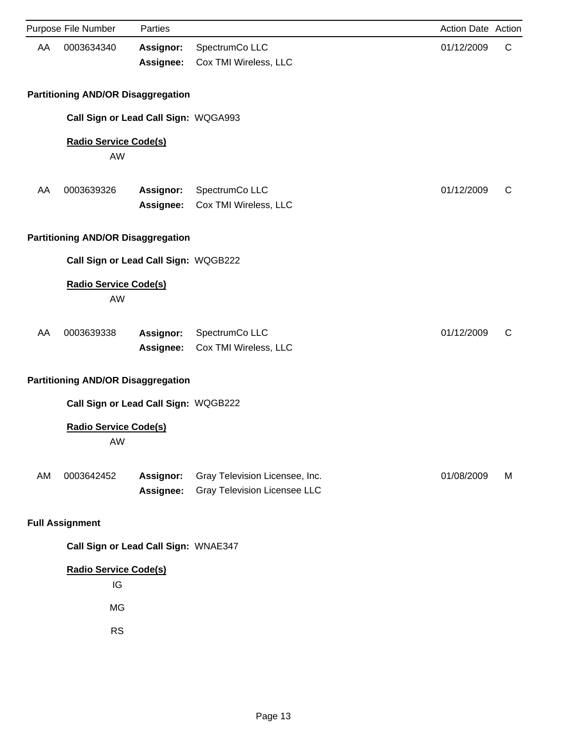| Purpose | File Number | Parties | | Action Date | Action |
|---|---|---|---|---|---|
| AA | 0003634340 | **Assignor:** | SpectrumCo LLC | 01/12/2009 | C |
| | | **Assignee:** | Cox TMI Wireless, LLC | | |

**Partitioning AND/OR Disaggregation**

**Call Sign or Lead Call Sign:** WQGA993

**Radio Service Code(s)**

AW

| Purpose | File Number | Parties | | Action Date | Action |
|---|---|---|---|---|---|
| AA | 0003639326 | **Assignor:** | SpectrumCo LLC | 01/12/2009 | C |
| | | **Assignee:** | Cox TMI Wireless, LLC | | |

**Partitioning AND/OR Disaggregation**

**Call Sign or Lead Call Sign:** WQGB222

**Radio Service Code(s)**

AW

| Purpose | File Number | Parties | | Action Date | Action |
|---|---|---|---|---|---|
| AA | 0003639338 | **Assignor:** | SpectrumCo LLC | 01/12/2009 | C |
| | | **Assignee:** | Cox TMI Wireless, LLC | | |

**Partitioning AND/OR Disaggregation**

**Call Sign or Lead Call Sign:** WQGB222

**Radio Service Code(s)**

AW

| Purpose | File Number | Parties | | Action Date | Action |
|---|---|---|---|---|---|
| AM | 0003642452 | **Assignor:** | Gray Television Licensee, Inc. | 01/08/2009 | M |
| | | **Assignee:** | Gray Television Licensee LLC | | |

**Full Assignment**

**Call Sign or Lead Call Sign:** WNAE347

**Radio Service Code(s)**

IG

MG

RS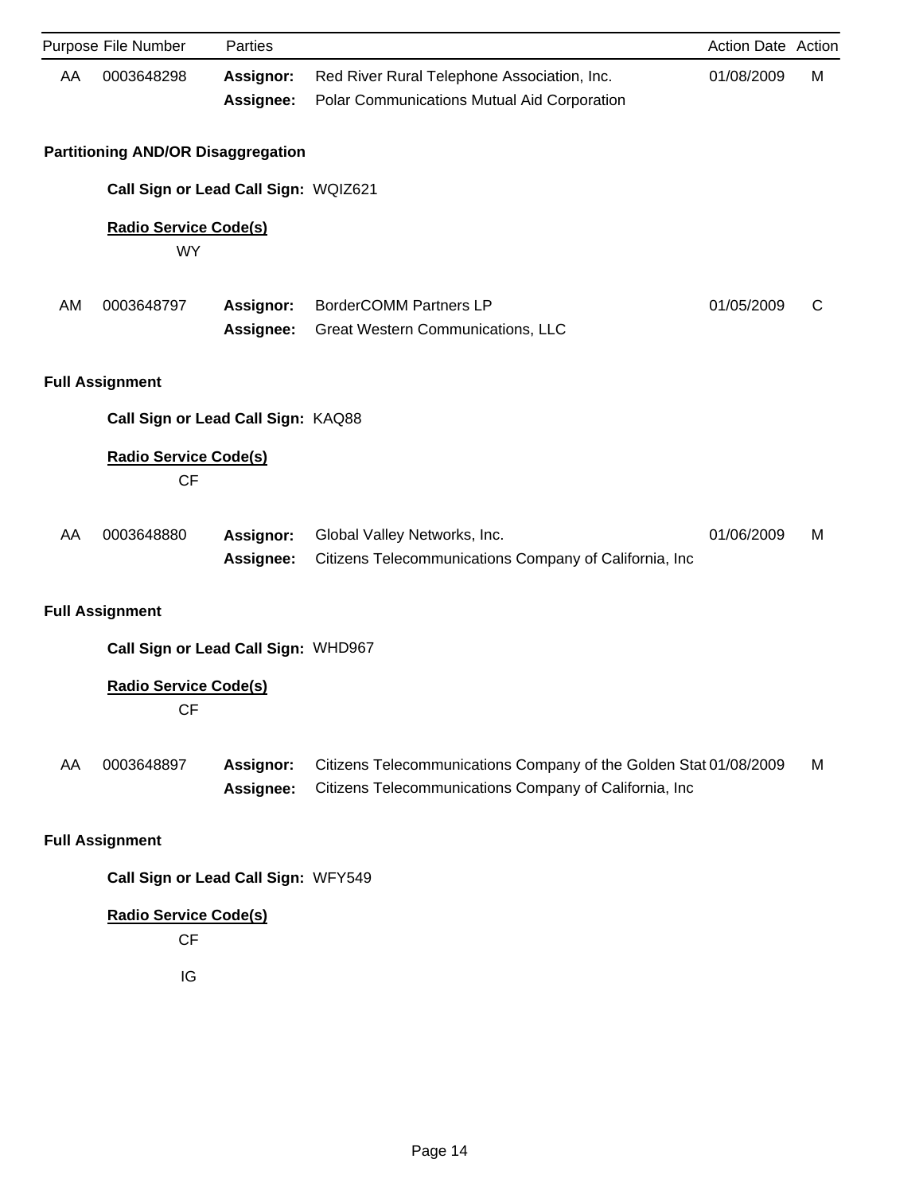| Purpose | File Number | Parties | | Action Date | Action |
|---|---|---|---|---|---|
| AA | 0003648298 | **Assignor:** | Red River Rural Telephone Association, Inc. | 01/08/2009 | M |
| | | **Assignee:** | Polar Communications Mutual Aid Corporation | | |

**Partitioning AND/OR Disaggregation**

**Call Sign or Lead Call Sign:** WQIZ621

**Radio Service Code(s)**

WY

| Purpose | File Number | Parties | | Action Date | Action |
|---|---|---|---|---|---|
| AM | 0003648797 | **Assignor:** | BorderCOMM Partners LP | 01/05/2009 | C |
| | | **Assignee:** | Great Western Communications, LLC | | |

**Full Assignment**

**Call Sign or Lead Call Sign:** KAQ88

**Radio Service Code(s)**

CF

| Purpose | File Number | Parties | | Action Date | Action |
|---|---|---|---|---|---|
| AA | 0003648880 | **Assignor:** | Global Valley Networks, Inc. | 01/06/2009 | M |
| | | **Assignee:** | Citizens Telecommunications Company of California, Inc | | |

**Full Assignment**

**Call Sign or Lead Call Sign:** WHD967

**Radio Service Code(s)**

CF

| Purpose | File Number | Parties | | Action Date | Action |
|---|---|---|---|---|---|
| AA | 0003648897 | **Assignor:** | Citizens Telecommunications Company of the Golden Stat | 01/08/2009 | M |
| | | **Assignee:** | Citizens Telecommunications Company of California, Inc | | |

**Full Assignment**

**Call Sign or Lead Call Sign:** WFY549

**Radio Service Code(s)**

CF

IG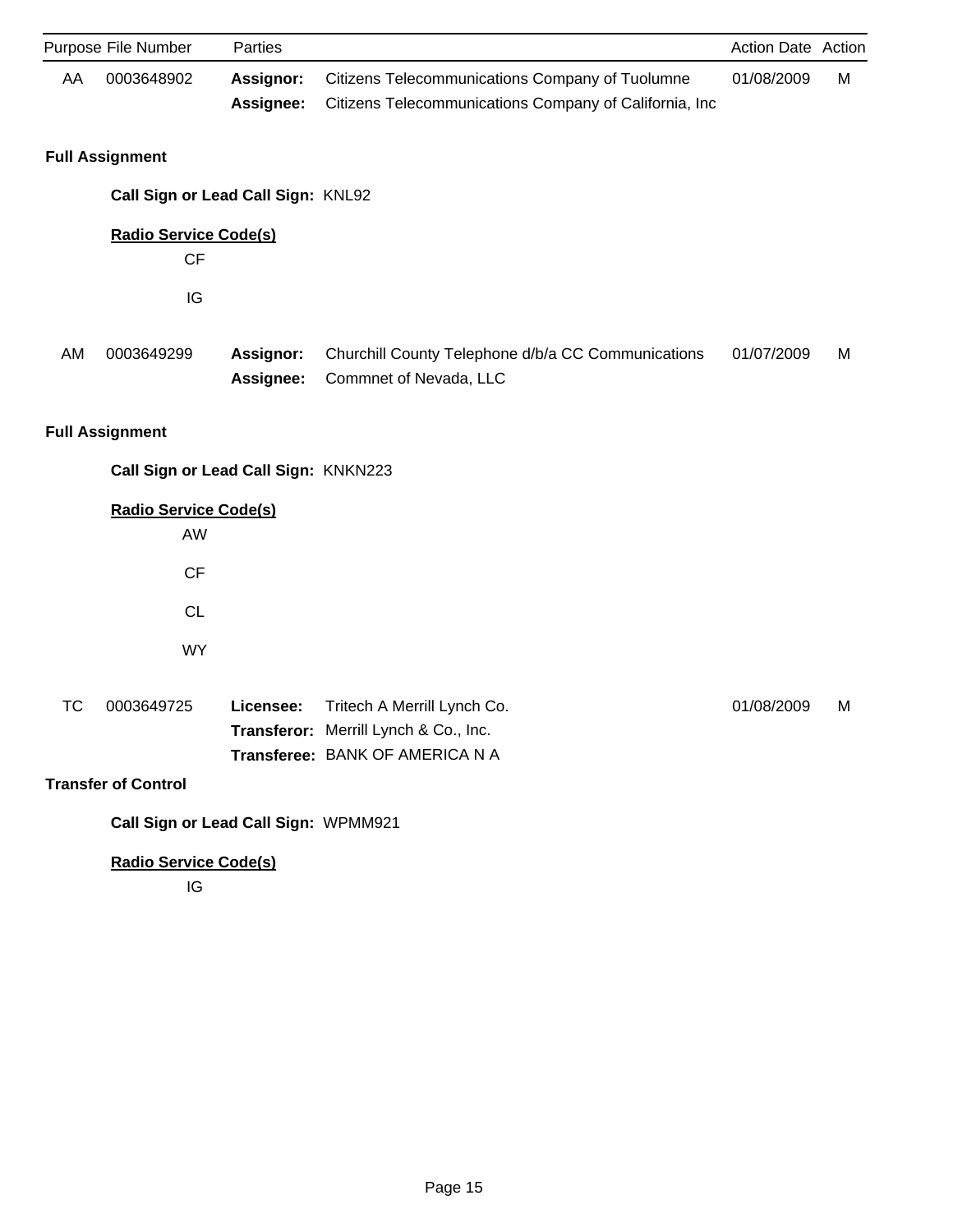| Purpose | File Number | Parties | | Action Date | Action |
| --- | --- | --- | --- | --- | --- |
| AA | 0003648902 | **Assignor:** | Citizens Telecommunications Company of Tuolumne | 01/08/2009 | M |
| | | **Assignee:** | Citizens Telecommunications Company of California, Inc | | |

**Full Assignment**

**Call Sign or Lead Call Sign:** KNL92

**Radio Service Code(s)**

CF

IG

| | | | | | |
| --- | --- | --- | --- | --- | --- |
| AM | 0003649299 | **Assignor:** | Churchill County Telephone d/b/a CC Communications | 01/07/2009 | M |
| | | **Assignee:** | Commnet of Nevada, LLC | | |

**Full Assignment**

**Call Sign or Lead Call Sign:** KNKN223

**Radio Service Code(s)**

AW

CF

CL

WY

| | | | | | |
| --- | --- | --- | --- | --- | --- |
| TC | 0003649725 | **Licensee:** | Tritech A Merrill Lynch Co. | 01/08/2009 | M |
| | | **Transferor:** | Merrill Lynch & Co., Inc. | | |
| | | **Transferee:** | BANK OF AMERICA N A | | |

**Transfer of Control**

**Call Sign or Lead Call Sign:** WPMM921

**Radio Service Code(s)**

IG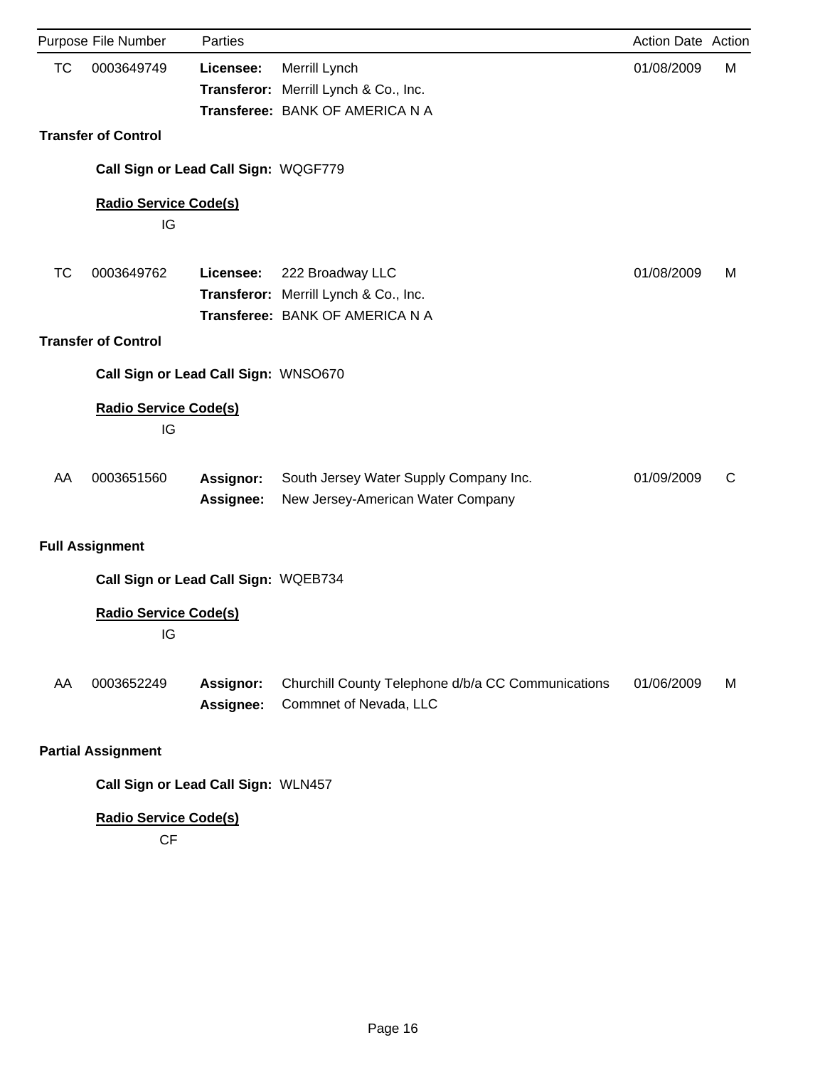| Purpose | File Number | Parties | | Action Date | Action |
|---|---|---|---|---|---|
| TC | 0003649749 | **Licensee:** | Merrill Lynch | 01/08/2009 | M |
| | | **Transferor:** | Merrill Lynch & Co., Inc. | | |
| | | **Transferee:** | BANK OF AMERICA N A | | |

**Transfer of Control**

**Call Sign or Lead Call Sign:** WQGF779

**Radio Service Code(s)**

IG

| Purpose | File Number | Parties | | Action Date | Action |
|---|---|---|---|---|---|
| TC | 0003649762 | **Licensee:** | 222 Broadway LLC | 01/08/2009 | M |
| | | **Transferor:** | Merrill Lynch & Co., Inc. | | |
| | | **Transferee:** | BANK OF AMERICA N A | | |

**Transfer of Control**

**Call Sign or Lead Call Sign:** WNSO670

**Radio Service Code(s)**

IG

| Purpose | File Number | Parties | | Action Date | Action |
|---|---|---|---|---|---|
| AA | 0003651560 | **Assignor:** | South Jersey Water Supply Company Inc. | 01/09/2009 | C |
| | | **Assignee:** | New Jersey-American Water Company | | |

**Full Assignment**

**Call Sign or Lead Call Sign:** WQEB734

**Radio Service Code(s)**

IG

| Purpose | File Number | Parties | | Action Date | Action |
|---|---|---|---|---|---|
| AA | 0003652249 | **Assignor:** | Churchill County Telephone d/b/a CC Communications | 01/06/2009 | M |
| | | **Assignee:** | Commnet of Nevada, LLC | | |

**Partial Assignment**

**Call Sign or Lead Call Sign:** WLN457

**Radio Service Code(s)**

CF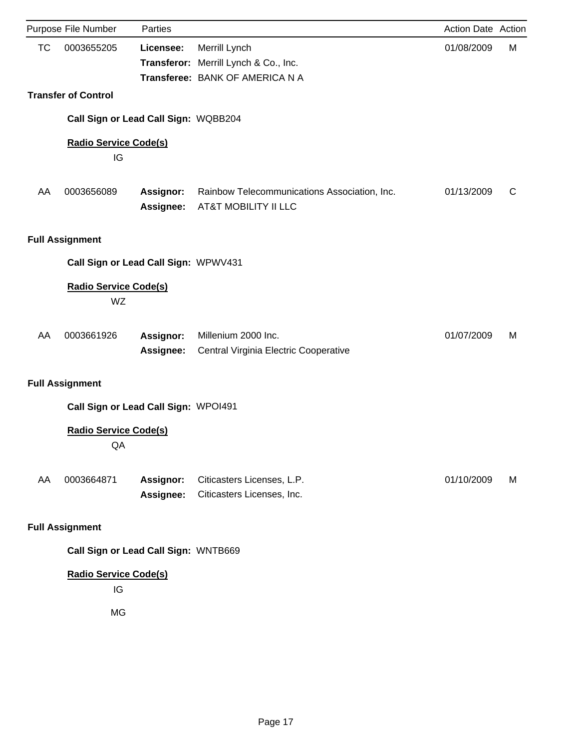| Purpose | File Number | Parties | | Action Date | Action |
|---|---|---|---|---|---|
| TC | 0003655205 | **Licensee:** | Merrill Lynch | 01/08/2009 | M |
| | | **Transferor:** | Merrill Lynch & Co., Inc. | | |
| | | **Transferee:** | BANK OF AMERICA N A | | |

**Transfer of Control**

**Call Sign or Lead Call Sign:** WQBB204

**Radio Service Code(s)**

IG

| Purpose | File Number | Parties | | Action Date | Action |
|---|---|---|---|---|---|
| AA | 0003656089 | **Assignor:** | Rainbow Telecommunications Association, Inc. | 01/13/2009 | C |
| | | **Assignee:** | AT&T MOBILITY II LLC | | |

**Full Assignment**

**Call Sign or Lead Call Sign:** WPWV431

**Radio Service Code(s)**

WZ

| Purpose | File Number | Parties | | Action Date | Action |
|---|---|---|---|---|---|
| AA | 0003661926 | **Assignor:** | Millenium 2000 Inc. | 01/07/2009 | M |
| | | **Assignee:** | Central Virginia Electric Cooperative | | |

**Full Assignment**

**Call Sign or Lead Call Sign:** WPOI491

**Radio Service Code(s)**

QA

| Purpose | File Number | Parties | | Action Date | Action |
|---|---|---|---|---|---|
| AA | 0003664871 | **Assignor:** | Citicasters Licenses, L.P. | 01/10/2009 | M |
| | | **Assignee:** | Citicasters Licenses, Inc. | | |

**Full Assignment**

**Call Sign or Lead Call Sign:** WNTB669

**Radio Service Code(s)**

IG

MG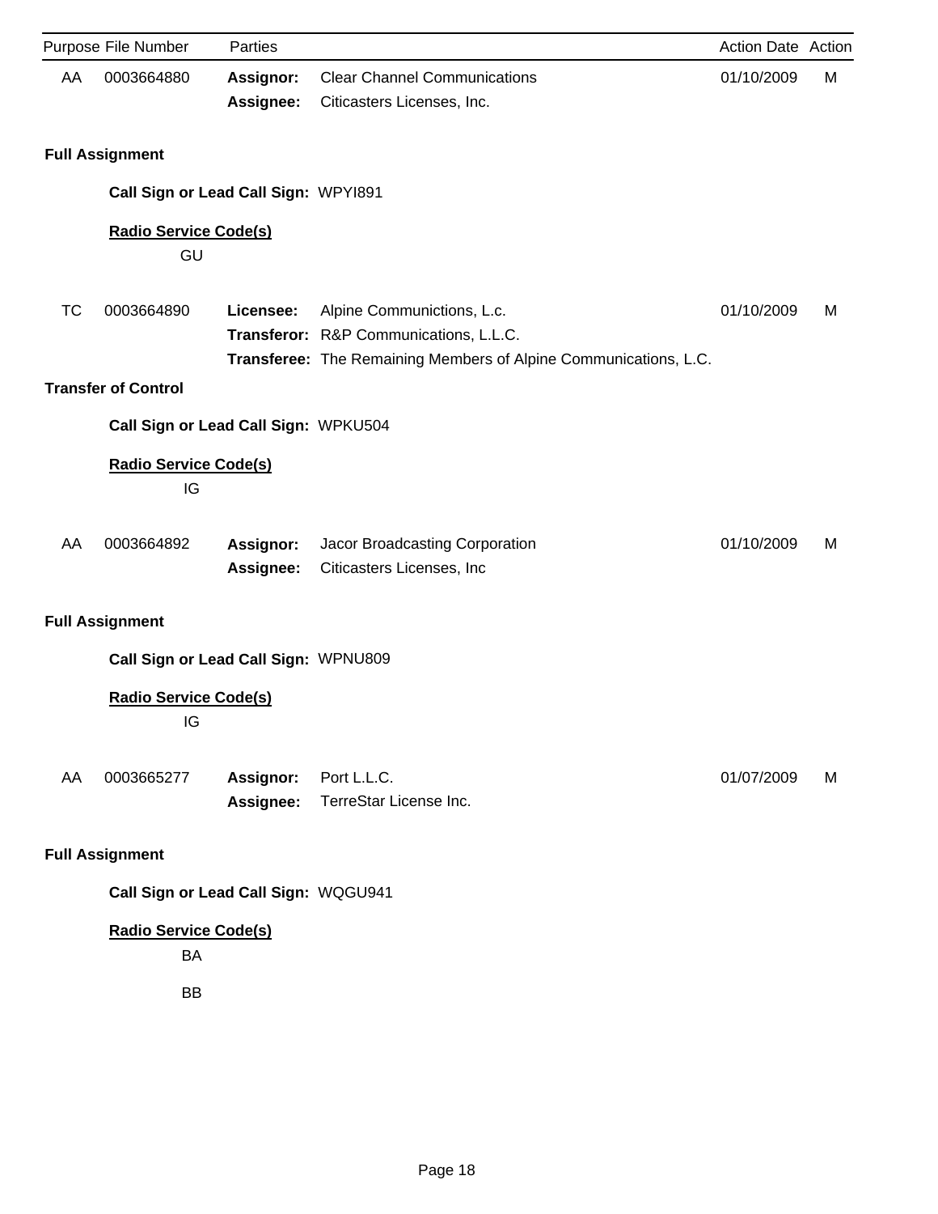| Purpose | File Number | Parties | | Action Date | Action |
|---|---|---|---|---|---|
| AA | 0003664880 | **Assignor:** | Clear Channel Communications | 01/10/2009 | M |
| | | **Assignee:** | Citicasters Licenses, Inc. | | |

**Full Assignment**

**Call Sign or Lead Call Sign:** WPYI891

**Radio Service Code(s)**

GU

| | | | | | |
|---|---|---|---|---|---|
| TC | 0003664890 | **Licensee:** | Alpine Communictions, L.c. | 01/10/2009 | M |
| | | **Transferor:** | R&P Communications, L.L.C. | | |
| | | **Transferee:** | The Remaining Members of Alpine Communications, L.C. | | |

**Transfer of Control**

**Call Sign or Lead Call Sign:** WPKU504

**Radio Service Code(s)**

IG

| | | | | | |
|---|---|---|---|---|---|
| AA | 0003664892 | **Assignor:** | Jacor Broadcasting Corporation | 01/10/2009 | M |
| | | **Assignee:** | Citicasters Licenses, Inc | | |

**Full Assignment**

**Call Sign or Lead Call Sign:** WPNU809

**Radio Service Code(s)**

IG

| | | | | | |
|---|---|---|---|---|---|
| AA | 0003665277 | **Assignor:** | Port L.L.C. | 01/07/2009 | M |
| | | **Assignee:** | TerreStar License Inc. | | |

**Full Assignment**

**Call Sign or Lead Call Sign:** WQGU941

**Radio Service Code(s)**

BA

BB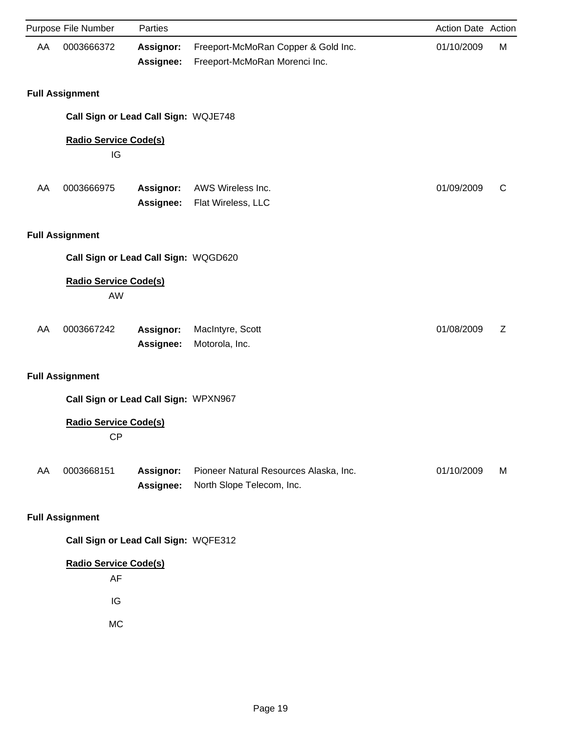| Purpose | File Number | Parties | | Action Date | Action |
|---|---|---|---|---|---|
| AA | 0003666372 | **Assignor:** | Freeport-McMoRan Copper & Gold Inc. | 01/10/2009 | M |
| | | **Assignee:** | Freeport-McMoRan Morenci Inc. | | |

**Full Assignment**

**Call Sign or Lead Call Sign:** WQJE748

**Radio Service Code(s)**

IG

| | | | | | |
|---|---|---|---|---|---|
| AA | 0003666975 | **Assignor:** | AWS Wireless Inc. | 01/09/2009 | C |
| | | **Assignee:** | Flat Wireless, LLC | | |

**Full Assignment**

**Call Sign or Lead Call Sign:** WQGD620

**Radio Service Code(s)**

AW

| | | | | | |
|---|---|---|---|---|---|
| AA | 0003667242 | **Assignor:** | MacIntyre, Scott | 01/08/2009 | Z |
| | | **Assignee:** | Motorola, Inc. | | |

**Full Assignment**

**Call Sign or Lead Call Sign:** WPXN967

**Radio Service Code(s)**

CP

| | | | | | |
|---|---|---|---|---|---|
| AA | 0003668151 | **Assignor:** | Pioneer Natural Resources Alaska, Inc. | 01/10/2009 | M |
| | | **Assignee:** | North Slope Telecom, Inc. | | |

**Full Assignment**

**Call Sign or Lead Call Sign:** WQFE312

**Radio Service Code(s)**

AF

IG

MC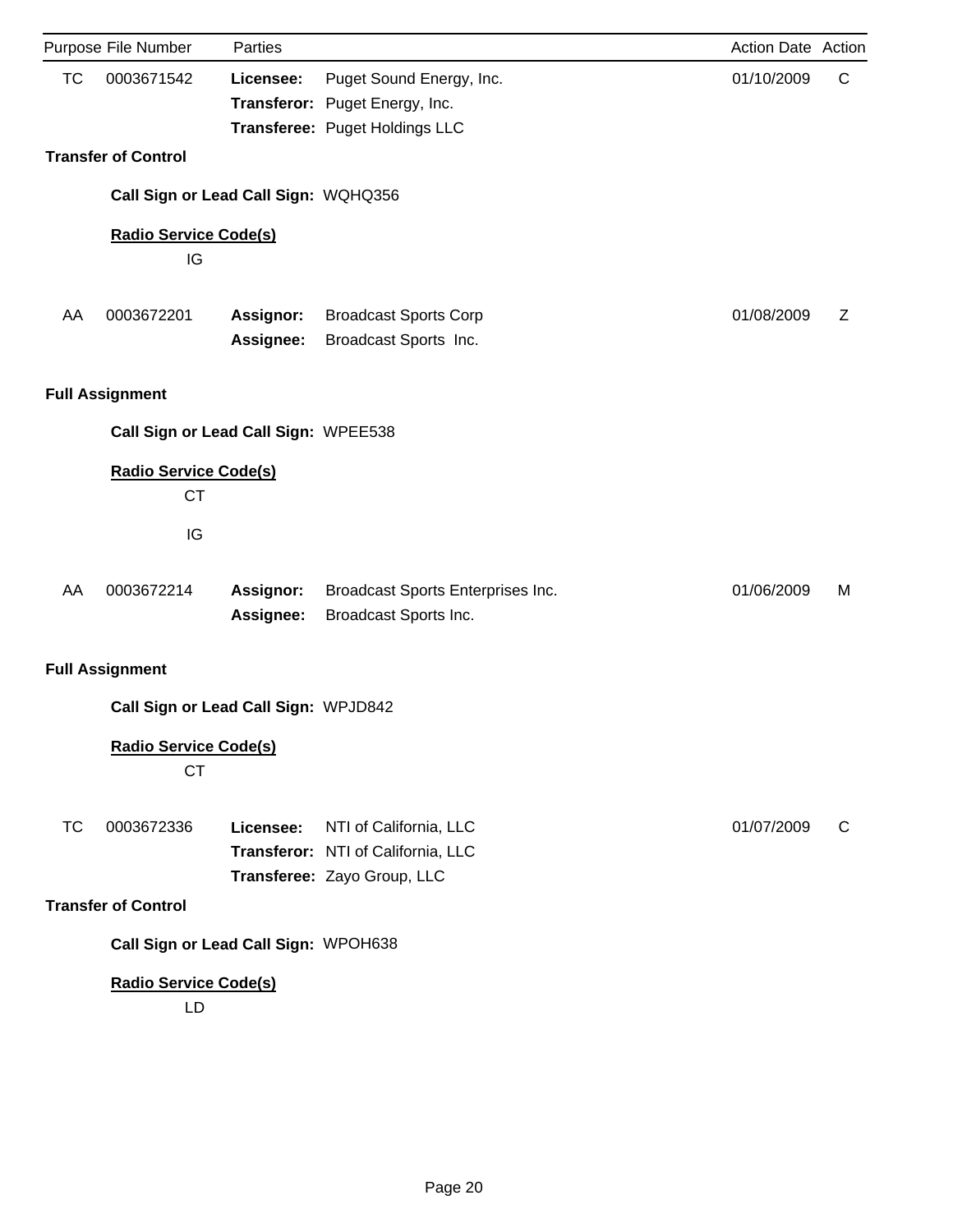| Purpose | File Number | Parties | | Action Date | Action |
|---|---|---|---|---|---|
| TC | 0003671542 | **Licensee:** | Puget Sound Energy, Inc. | 01/10/2009 | C |
| | | **Transferor:** | Puget Energy, Inc. | | |
| | | **Transferee:** | Puget Holdings LLC | | |

**Transfer of Control**

**Call Sign or Lead Call Sign:** WQHQ356

**Radio Service Code(s)**

IG

| Purpose | File Number | Parties | | Action Date | Action |
|---|---|---|---|---|---|
| AA | 0003672201 | **Assignor:** | Broadcast Sports Corp | 01/08/2009 | Z |
| | | **Assignee:** | Broadcast Sports Inc. | | |

**Full Assignment**

**Call Sign or Lead Call Sign:** WPEE538

**Radio Service Code(s)**

CT

IG

| Purpose | File Number | Parties | | Action Date | Action |
|---|---|---|---|---|---|
| AA | 0003672214 | **Assignor:** | Broadcast Sports Enterprises Inc. | 01/06/2009 | M |
| | | **Assignee:** | Broadcast Sports Inc. | | |

**Full Assignment**

**Call Sign or Lead Call Sign:** WPJD842

**Radio Service Code(s)**

CT

| Purpose | File Number | Parties | | Action Date | Action |
|---|---|---|---|---|---|
| TC | 0003672336 | **Licensee:** | NTI of California, LLC | 01/07/2009 | C |
| | | **Transferor:** | NTI of California, LLC | | |
| | | **Transferee:** | Zayo Group, LLC | | |

**Transfer of Control**

**Call Sign or Lead Call Sign:** WPOH638

**Radio Service Code(s)**

LD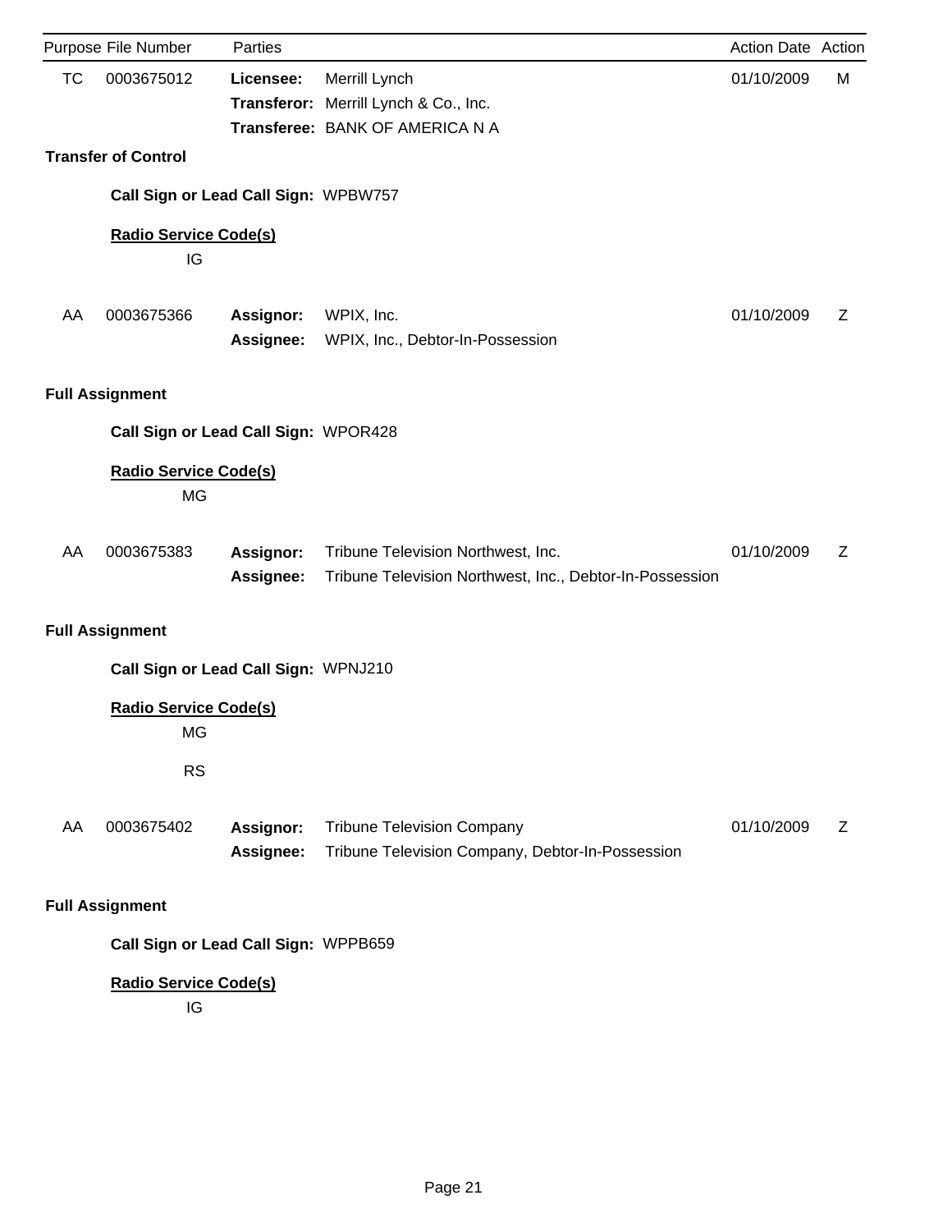| Purpose | File Number | Parties | | Action Date | Action |
|---|---|---|---|---|---|
| TC | 0003675012 | **Licensee:** | Merrill Lynch | 01/10/2009 | M |
| | | **Transferor:** | Merrill Lynch & Co., Inc. | | |
| | | **Transferee:** | BANK OF AMERICA N A | | |

**Transfer of Control**

**Call Sign or Lead Call Sign:** WPBW757

**Radio Service Code(s)**

IG

| Purpose | File Number | Parties | | Action Date | Action |
|---|---|---|---|---|---|
| AA | 0003675366 | **Assignor:** | WPIX, Inc. | 01/10/2009 | Z |
| | | **Assignee:** | WPIX, Inc., Debtor-In-Possession | | |

**Full Assignment**

**Call Sign or Lead Call Sign:** WPOR428

**Radio Service Code(s)**

MG

| Purpose | File Number | Parties | | Action Date | Action |
|---|---|---|---|---|---|
| AA | 0003675383 | **Assignor:** | Tribune Television Northwest, Inc. | 01/10/2009 | Z |
| | | **Assignee:** | Tribune Television Northwest, Inc., Debtor-In-Possession | | |

**Full Assignment**

**Call Sign or Lead Call Sign:** WPNJ210

**Radio Service Code(s)**

MG

RS

| Purpose | File Number | Parties | | Action Date | Action |
|---|---|---|---|---|---|
| AA | 0003675402 | **Assignor:** | Tribune Television Company | 01/10/2009 | Z |
| | | **Assignee:** | Tribune Television Company, Debtor-In-Possession | | |

**Full Assignment**

**Call Sign or Lead Call Sign:** WPPB659

**Radio Service Code(s)**

IG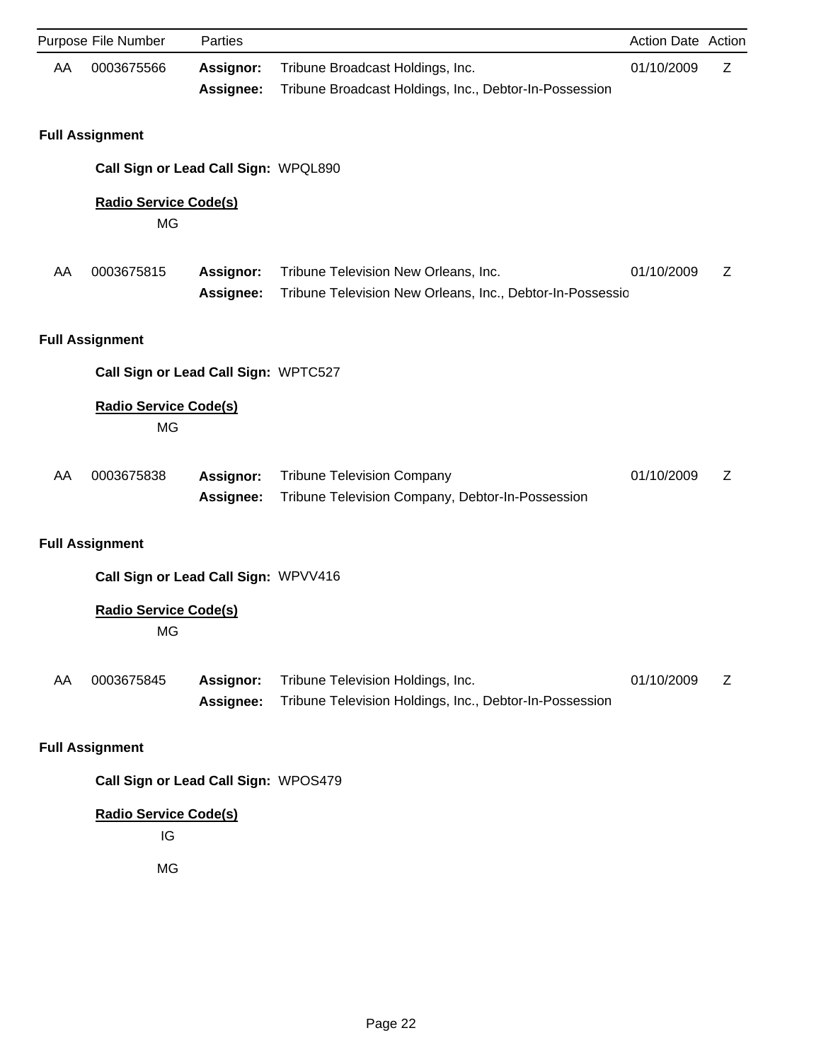| Purpose | File Number | Parties | | Action Date | Action |
|---|---|---|---|---|---|
| AA | 0003675566 | **Assignor:** | Tribune Broadcast Holdings, Inc. | 01/10/2009 | Z |
| | | **Assignee:** | Tribune Broadcast Holdings, Inc., Debtor-In-Possession | | |

**Full Assignment**

**Call Sign or Lead Call Sign:** WPQL890

**Radio Service Code(s)**

MG

| Purpose | File Number | Parties | | Action Date | Action |
|---|---|---|---|---|---|
| AA | 0003675815 | **Assignor:** | Tribune Television New Orleans, Inc. | 01/10/2009 | Z |
| | | **Assignee:** | Tribune Television New Orleans, Inc., Debtor-In-Possessio | | |

**Full Assignment**

**Call Sign or Lead Call Sign:** WPTC527

**Radio Service Code(s)**

MG

| Purpose | File Number | Parties | | Action Date | Action |
|---|---|---|---|---|---|
| AA | 0003675838 | **Assignor:** | Tribune Television Company | 01/10/2009 | Z |
| | | **Assignee:** | Tribune Television Company, Debtor-In-Possession | | |

**Full Assignment**

**Call Sign or Lead Call Sign:** WPVV416

**Radio Service Code(s)**

MG

| Purpose | File Number | Parties | | Action Date | Action |
|---|---|---|---|---|---|
| AA | 0003675845 | **Assignor:** | Tribune Television Holdings, Inc. | 01/10/2009 | Z |
| | | **Assignee:** | Tribune Television Holdings, Inc., Debtor-In-Possession | | |

**Full Assignment**

**Call Sign or Lead Call Sign:** WPOS479

**Radio Service Code(s)**

IG

MG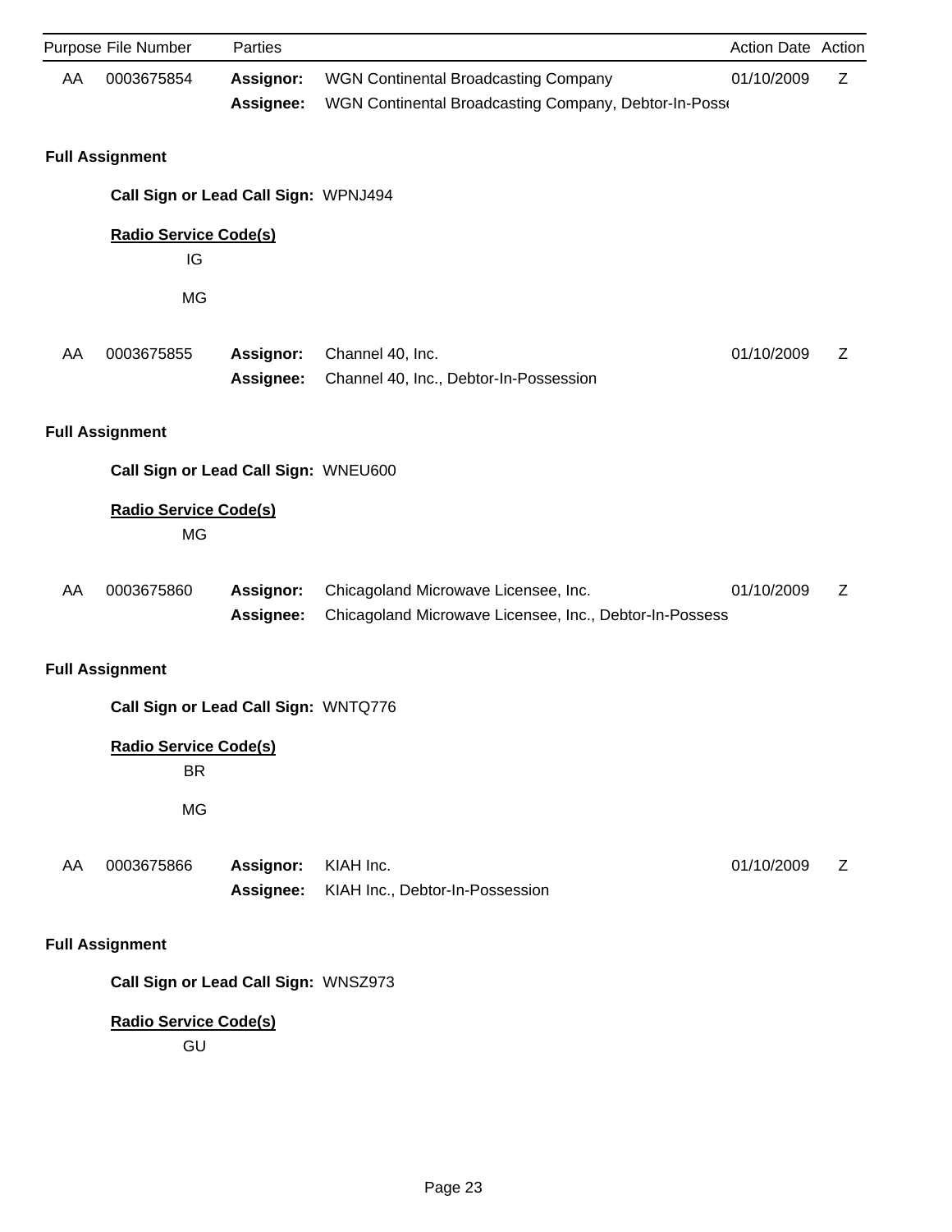| Purpose | File Number | Parties | | Action Date | Action |
|---|---|---|---|---|---|
| AA | 0003675854 | **Assignor:** | WGN Continental Broadcasting Company | 01/10/2009 | Z |
| | | **Assignee:** | WGN Continental Broadcasting Company, Debtor-In-Poss | | |

**Full Assignment**

**Call Sign or Lead Call Sign:** WPNJ494

**Radio Service Code(s)**

IG

MG

| Purpose | File Number | Parties | | Action Date | Action |
|---|---|---|---|---|---|
| AA | 0003675855 | **Assignor:** | Channel 40, Inc. | 01/10/2009 | Z |
| | | **Assignee:** | Channel 40, Inc., Debtor-In-Possession | | |

**Full Assignment**

**Call Sign or Lead Call Sign:** WNEU600

**Radio Service Code(s)**

MG

| Purpose | File Number | Parties | | Action Date | Action |
|---|---|---|---|---|---|
| AA | 0003675860 | **Assignor:** | Chicagoland Microwave Licensee, Inc. | 01/10/2009 | Z |
| | | **Assignee:** | Chicagoland Microwave Licensee, Inc., Debtor-In-Possess | | |

**Full Assignment**

**Call Sign or Lead Call Sign:** WNTQ776

**Radio Service Code(s)**

BR

MG

| Purpose | File Number | Parties | | Action Date | Action |
|---|---|---|---|---|---|
| AA | 0003675866 | **Assignor:** | KIAH Inc. | 01/10/2009 | Z |
| | | **Assignee:** | KIAH Inc., Debtor-In-Possession | | |

**Full Assignment**

**Call Sign or Lead Call Sign:** WNSZ973

**Radio Service Code(s)**

GU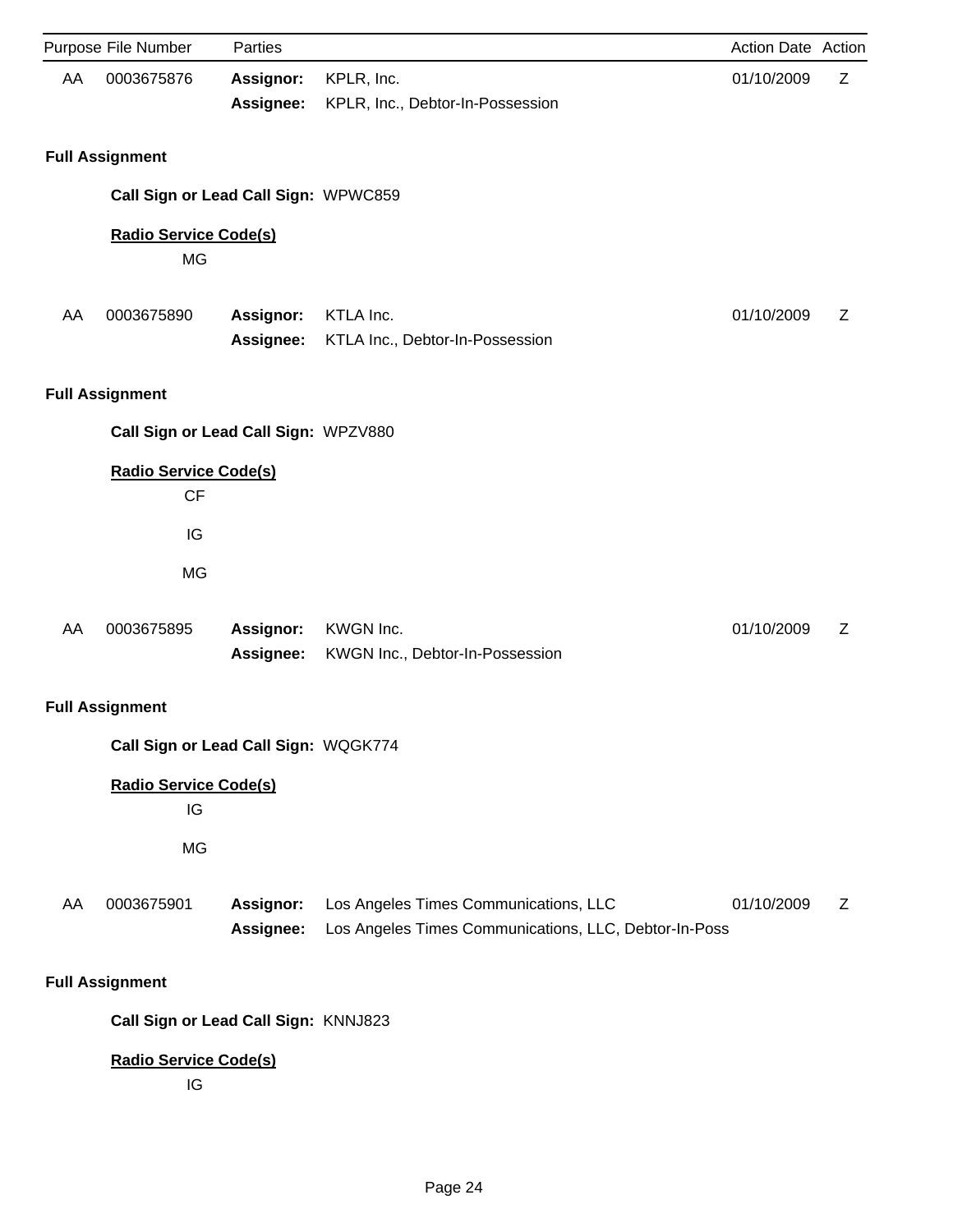| Purpose | File Number | Parties | | Action Date | Action |
|---|---|---|---|---|---|
| AA | 0003675876 | **Assignor:** | KPLR, Inc. | 01/10/2009 | Z |
| | | **Assignee:** | KPLR, Inc., Debtor-In-Possession | | |

**Full Assignment**

**Call Sign or Lead Call Sign:** WPWC859

**Radio Service Code(s)**

MG

| | | | | | |
|---|---|---|---|---|---|
| AA | 0003675890 | **Assignor:** | KTLA Inc. | 01/10/2009 | Z |
| | | **Assignee:** | KTLA Inc., Debtor-In-Possession | | |

**Full Assignment**

**Call Sign or Lead Call Sign:** WPZV880

**Radio Service Code(s)**

CF

IG

MG

| | | | | | |
|---|---|---|---|---|---|
| AA | 0003675895 | **Assignor:** | KWGN Inc. | 01/10/2009 | Z |
| | | **Assignee:** | KWGN Inc., Debtor-In-Possession | | |

**Full Assignment**

**Call Sign or Lead Call Sign:** WQGK774

**Radio Service Code(s)**

IG

MG

| | | | | | |
|---|---|---|---|---|---|
| AA | 0003675901 | **Assignor:** | Los Angeles Times Communications, LLC | 01/10/2009 | Z |
| | | **Assignee:** | Los Angeles Times Communications, LLC, Debtor-In-Poss | | |

**Full Assignment**

**Call Sign or Lead Call Sign:** KNNJ823

**Radio Service Code(s)**

IG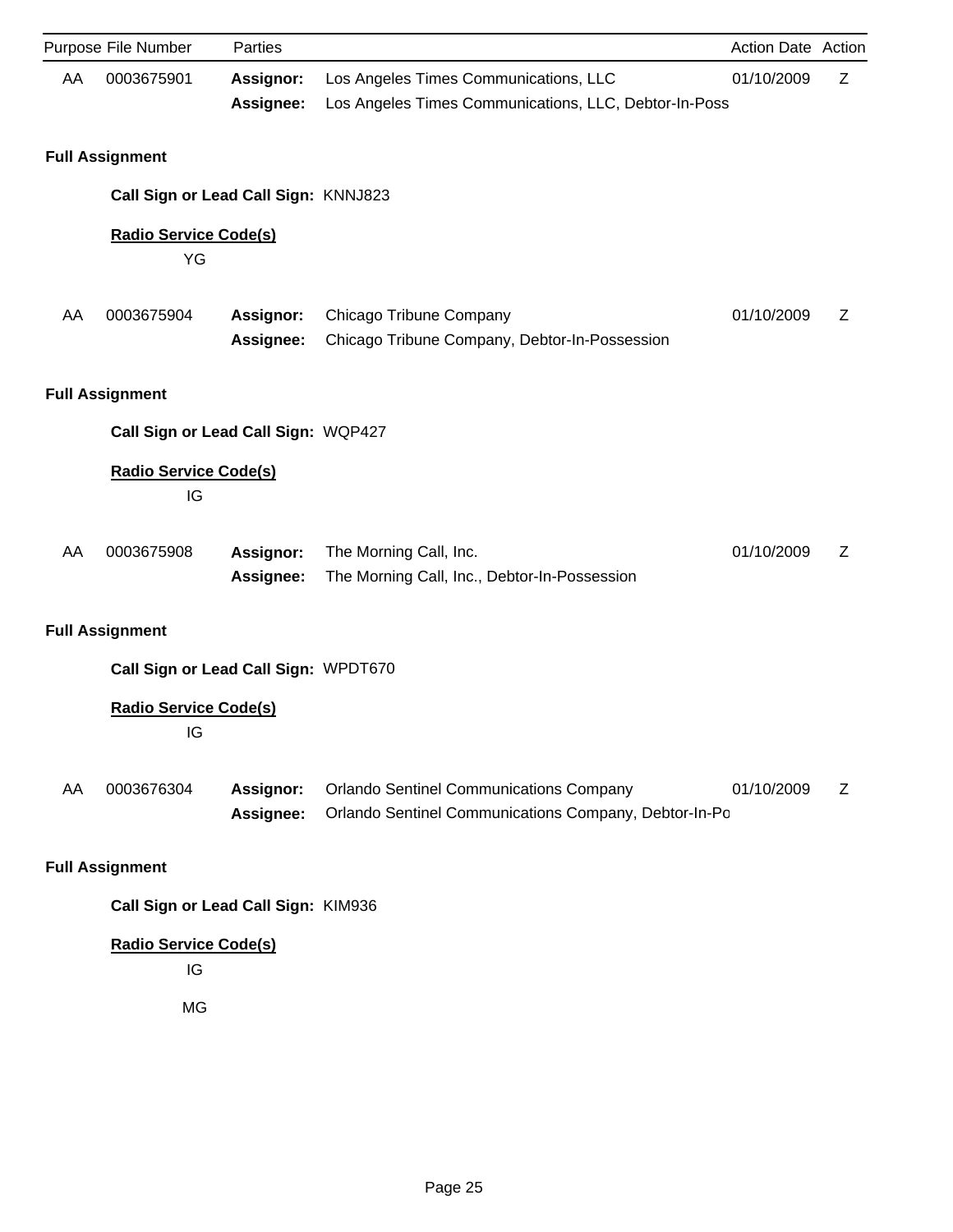| Purpose | File Number | Parties | | Action Date | Action |
|---|---|---|---|---|---|
| AA | 0003675901 | **Assignor:** | Los Angeles Times Communications, LLC | 01/10/2009 | Z |
| | | **Assignee:** | Los Angeles Times Communications, LLC, Debtor-In-Poss | | |

**Full Assignment**

**Call Sign or Lead Call Sign:** KNNJ823

**Radio Service Code(s)**

YG

| | | | | | |
|---|---|---|---|---|---|
| AA | 0003675904 | **Assignor:** | Chicago Tribune Company | 01/10/2009 | Z |
| | | **Assignee:** | Chicago Tribune Company, Debtor-In-Possession | | |

**Full Assignment**

**Call Sign or Lead Call Sign:** WQP427

**Radio Service Code(s)**

IG

| | | | | | |
|---|---|---|---|---|---|
| AA | 0003675908 | **Assignor:** | The Morning Call, Inc. | 01/10/2009 | Z |
| | | **Assignee:** | The Morning Call, Inc., Debtor-In-Possession | | |

**Full Assignment**

**Call Sign or Lead Call Sign:** WPDT670

**Radio Service Code(s)**

IG

| | | | | | |
|---|---|---|---|---|---|
| AA | 0003676304 | **Assignor:** | Orlando Sentinel Communications Company | 01/10/2009 | Z |
| | | **Assignee:** | Orlando Sentinel Communications Company, Debtor-In-Po | | |

**Full Assignment**

**Call Sign or Lead Call Sign:** KIM936

**Radio Service Code(s)**

IG

MG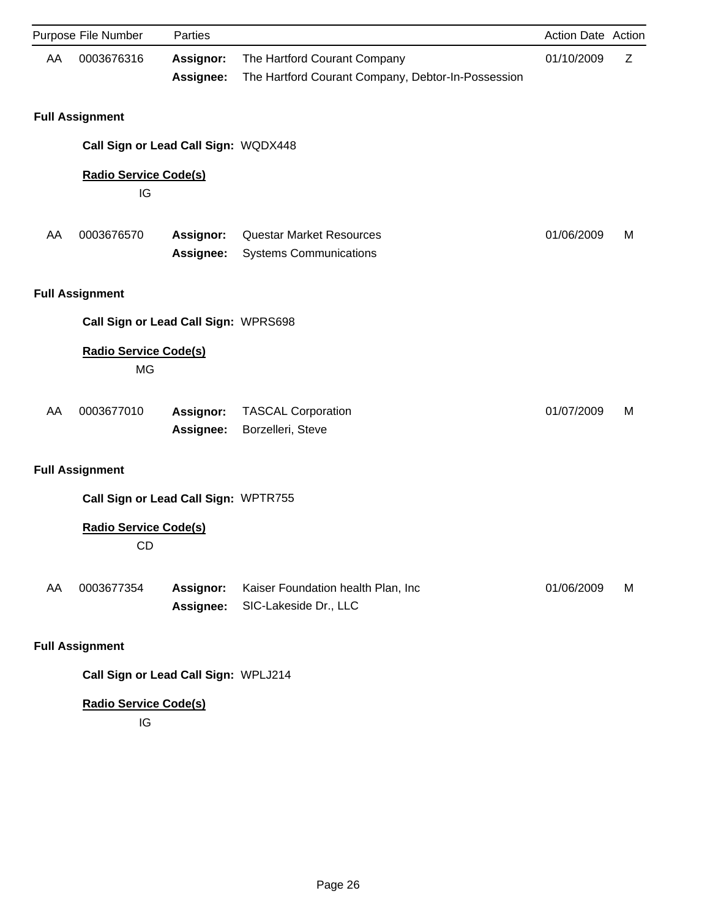| Purpose | File Number | Parties | | Action Date | Action |
|---|---|---|---|---|---|
| AA | 0003676316 | **Assignor:** | The Hartford Courant Company | 01/10/2009 | Z |
| | | **Assignee:** | The Hartford Courant Company, Debtor-In-Possession | | |

**Full Assignment**

**Call Sign or Lead Call Sign:** WQDX448

**Radio Service Code(s)**

IG

| | | | | | |
|---|---|---|---|---|---|
| AA | 0003676570 | **Assignor:** | Questar Market Resources | 01/06/2009 | M |
| | | **Assignee:** | Systems Communications | | |

**Full Assignment**

**Call Sign or Lead Call Sign:** WPRS698

**Radio Service Code(s)**

MG

| | | | | | |
|---|---|---|---|---|---|
| AA | 0003677010 | **Assignor:** | TASCAL Corporation | 01/07/2009 | M |
| | | **Assignee:** | Borzelleri, Steve | | |

**Full Assignment**

**Call Sign or Lead Call Sign:** WPTR755

**Radio Service Code(s)**

CD

| | | | | | |
|---|---|---|---|---|---|
| AA | 0003677354 | **Assignor:** | Kaiser Foundation health Plan, Inc | 01/06/2009 | M |
| | | **Assignee:** | SIC-Lakeside Dr., LLC | | |

**Full Assignment**

**Call Sign or Lead Call Sign:** WPLJ214

**Radio Service Code(s)**

IG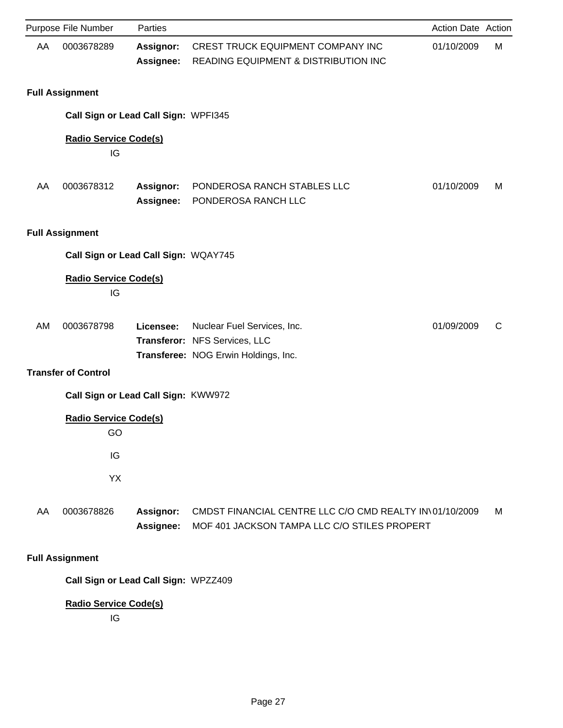| Purpose | File Number | Parties | | Action Date | Action |
|---|---|---|---|---|---|
| AA | 0003678289 | **Assignor:** | CREST TRUCK EQUIPMENT COMPANY INC | 01/10/2009 | M |
| | | **Assignee:** | READING EQUIPMENT & DISTRIBUTION INC | | |

**Full Assignment**

**Call Sign or Lead Call Sign:** WPFI345

**Radio Service Code(s)**

IG

| | | | | | |
|---|---|---|---|---|---|
| AA | 0003678312 | **Assignor:** | PONDEROSA RANCH STABLES LLC | 01/10/2009 | M |
| | | **Assignee:** | PONDEROSA RANCH LLC | | |

**Full Assignment**

**Call Sign or Lead Call Sign:** WQAY745

**Radio Service Code(s)**

IG

| | | | | | |
|---|---|---|---|---|---|
| AM | 0003678798 | **Licensee:** | Nuclear Fuel Services, Inc. | 01/09/2009 | C |
| | | **Transferor:** | NFS Services, LLC | | |
| | | **Transferee:** | NOG Erwin Holdings, Inc. | | |

**Transfer of Control**

**Call Sign or Lead Call Sign:** KWW972

**Radio Service Code(s)**

GO

IG

YX

| | | | | | |
|---|---|---|---|---|---|
| AA | 0003678826 | **Assignor:** | CMDST FINANCIAL CENTRE LLC C/O CMD REALTY IN\ | 01/10/2009 | M |
| | | **Assignee:** | MOF 401 JACKSON TAMPA LLC C/O STILES PROPERT | | |

**Full Assignment**

**Call Sign or Lead Call Sign:** WPZZ409

**Radio Service Code(s)**

IG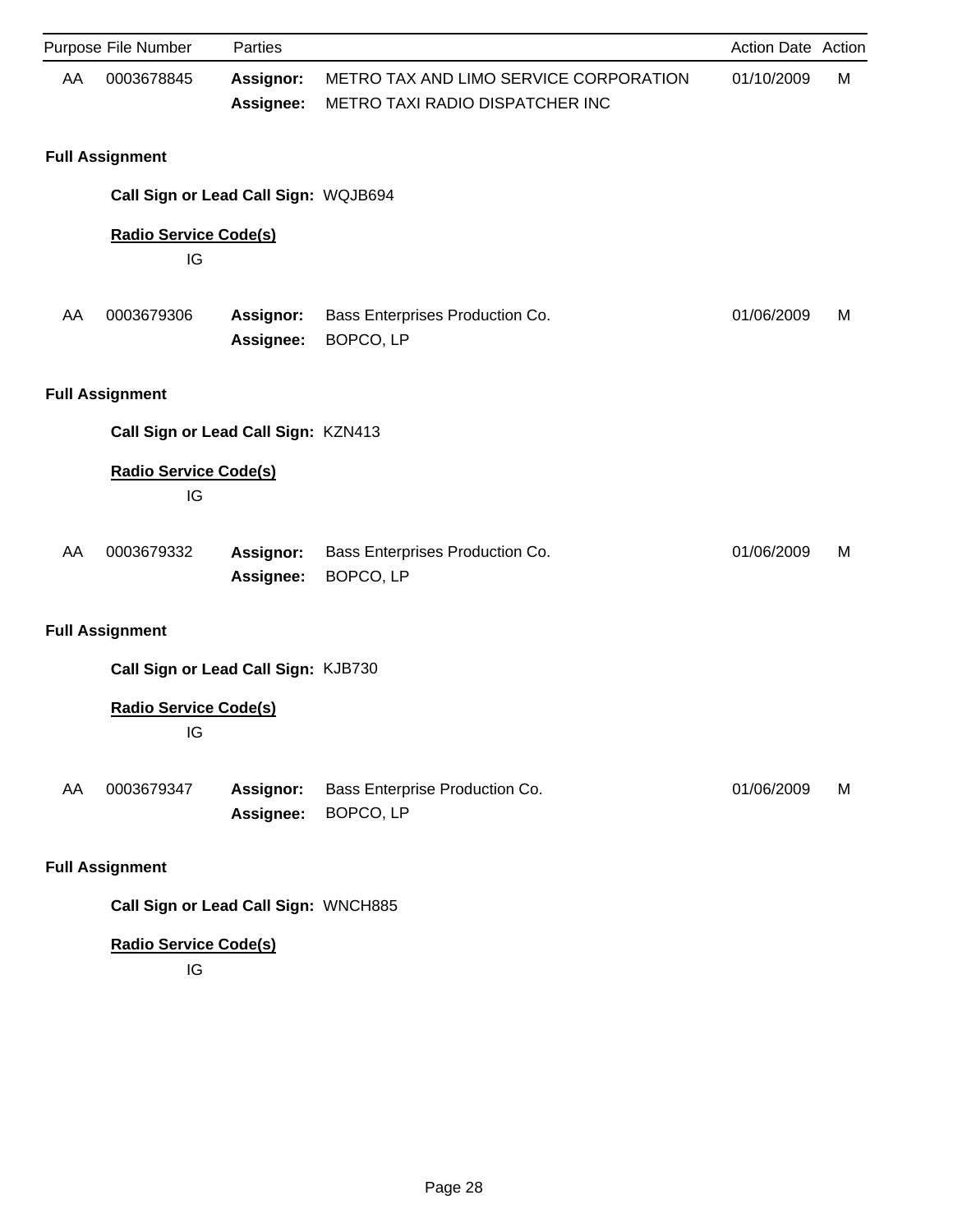| Purpose | File Number | Parties | | Action Date | Action |
|---|---|---|---|---|---|
| AA | 0003678845 | **Assignor:** | METRO TAX AND LIMO SERVICE CORPORATION | 01/10/2009 | M |
| | | **Assignee:** | METRO TAXI RADIO DISPATCHER INC | | |

**Full Assignment**

**Call Sign or Lead Call Sign:** WQJB694

**Radio Service Code(s)**

IG

| | | | | | |
|---|---|---|---|---|---|
| AA | 0003679306 | **Assignor:** | Bass Enterprises Production Co. | 01/06/2009 | M |
| | | **Assignee:** | BOPCO, LP | | |

**Full Assignment**

**Call Sign or Lead Call Sign:** KZN413

**Radio Service Code(s)**

IG

| | | | | | |
|---|---|---|---|---|---|
| AA | 0003679332 | **Assignor:** | Bass Enterprises Production Co. | 01/06/2009 | M |
| | | **Assignee:** | BOPCO, LP | | |

**Full Assignment**

**Call Sign or Lead Call Sign:** KJB730

**Radio Service Code(s)**

IG

| | | | | | |
|---|---|---|---|---|---|
| AA | 0003679347 | **Assignor:** | Bass Enterprise Production Co. | 01/06/2009 | M |
| | | **Assignee:** | BOPCO, LP | | |

**Full Assignment**

**Call Sign or Lead Call Sign:** WNCH885

**Radio Service Code(s)**

IG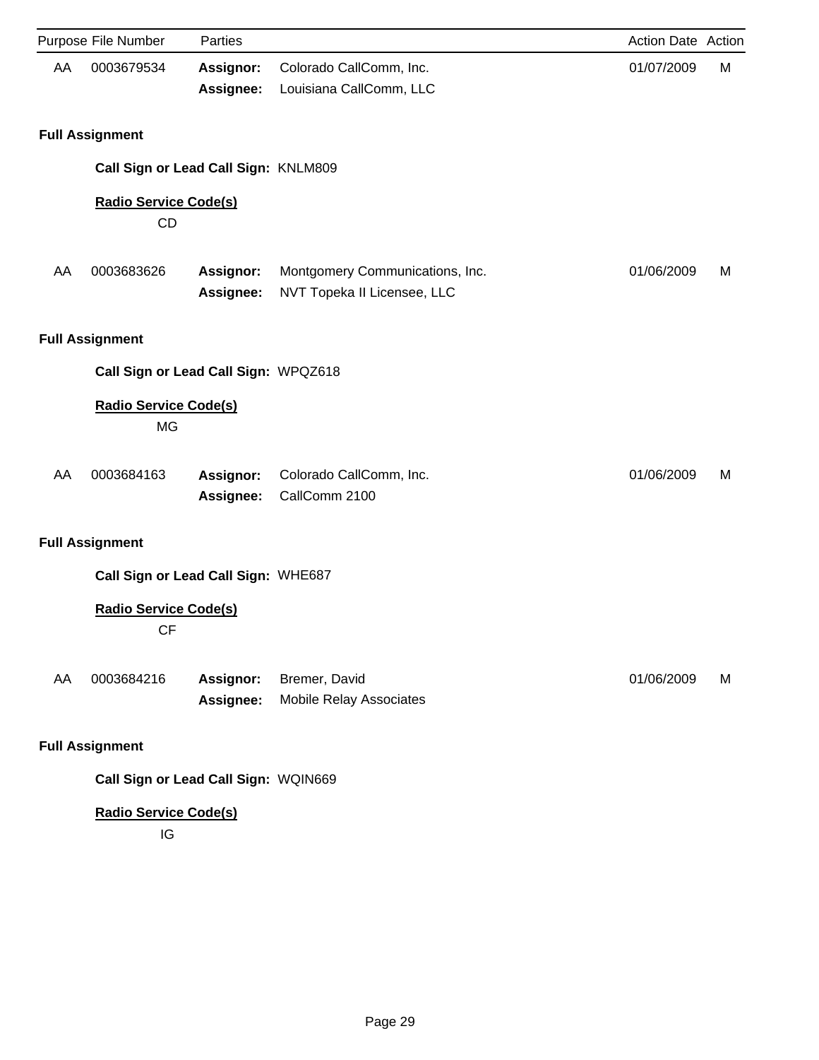| Purpose | File Number | Parties | | Action Date | Action |
|---|---|---|---|---|---|
| AA | 0003679534 | **Assignor:** | Colorado CallComm, Inc. | 01/07/2009 | M |
| | | **Assignee:** | Louisiana CallComm, LLC | | |

**Full Assignment**

**Call Sign or Lead Call Sign:** KNLM809

**Radio Service Code(s)**

CD

| | | | | | |
|---|---|---|---|---|---|
| AA | 0003683626 | **Assignor:** | Montgomery Communications, Inc. | 01/06/2009 | M |
| | | **Assignee:** | NVT Topeka II Licensee, LLC | | |

**Full Assignment**

**Call Sign or Lead Call Sign:** WPQZ618

**Radio Service Code(s)**

MG

| | | | | | |
|---|---|---|---|---|---|
| AA | 0003684163 | **Assignor:** | Colorado CallComm, Inc. | 01/06/2009 | M |
| | | **Assignee:** | CallComm 2100 | | |

**Full Assignment**

**Call Sign or Lead Call Sign:** WHE687

**Radio Service Code(s)**

CF

| | | | | | |
|---|---|---|---|---|---|
| AA | 0003684216 | **Assignor:** | Bremer, David | 01/06/2009 | M |
| | | **Assignee:** | Mobile Relay Associates | | |

**Full Assignment**

**Call Sign or Lead Call Sign:** WQIN669

**Radio Service Code(s)**

IG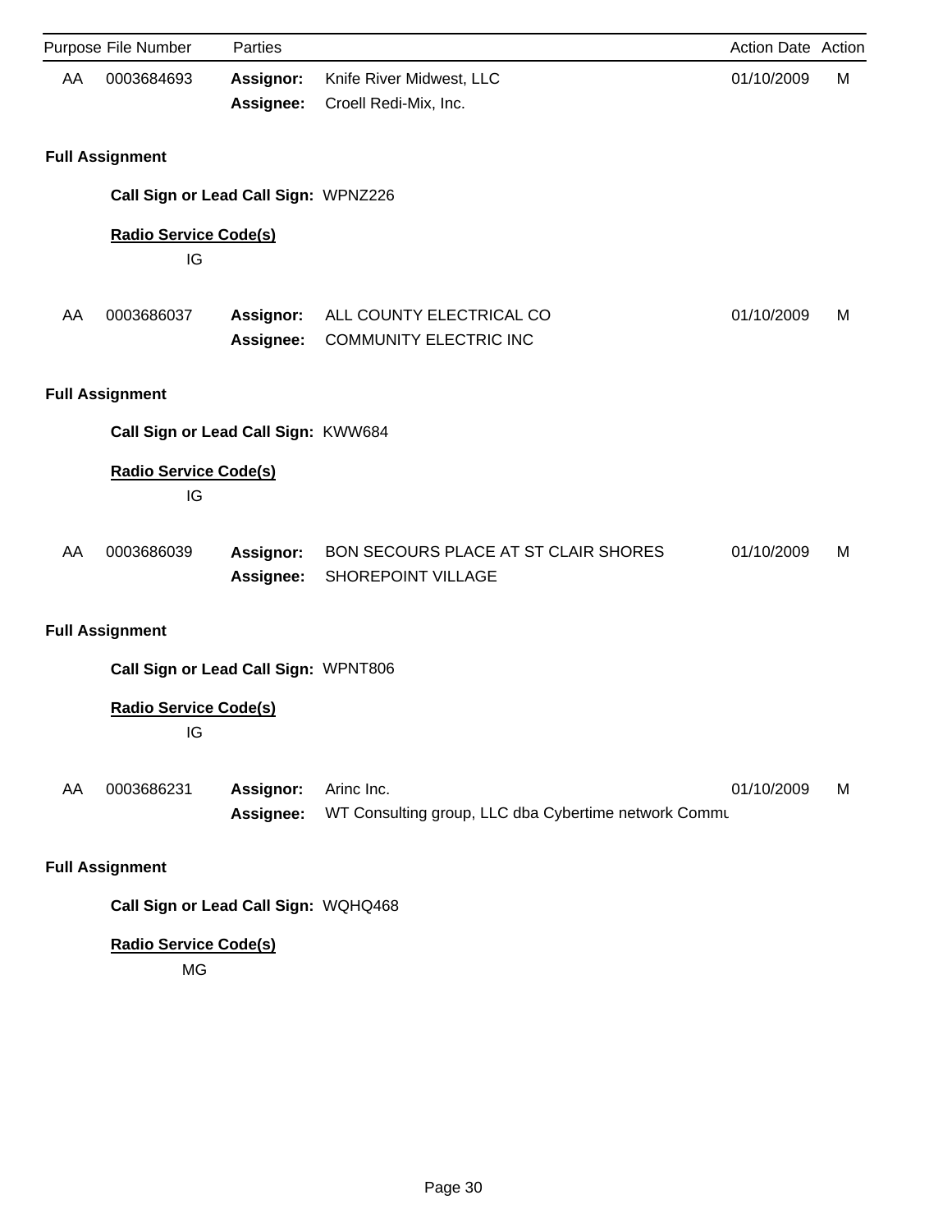| Purpose | File Number | Parties | | Action Date | Action |
|---|---|---|---|---|---|
| AA | 0003684693 | **Assignor:** | Knife River Midwest, LLC | 01/10/2009 | M |
| | | **Assignee:** | Croell Redi-Mix, Inc. | | |

**Full Assignment**

**Call Sign or Lead Call Sign:** WPNZ226

**Radio Service Code(s)**

IG

| | | | | | |
|---|---|---|---|---|---|
| AA | 0003686037 | **Assignor:** | ALL COUNTY ELECTRICAL CO | 01/10/2009 | M |
| | | **Assignee:** | COMMUNITY ELECTRIC INC | | |

**Full Assignment**

**Call Sign or Lead Call Sign:** KWW684

**Radio Service Code(s)**

IG

| | | | | | |
|---|---|---|---|---|---|
| AA | 0003686039 | **Assignor:** | BON SECOURS PLACE AT ST CLAIR SHORES | 01/10/2009 | M |
| | | **Assignee:** | SHOREPOINT VILLAGE | | |

**Full Assignment**

**Call Sign or Lead Call Sign:** WPNT806

**Radio Service Code(s)**

IG

| | | | | | |
|---|---|---|---|---|---|
| AA | 0003686231 | **Assignor:** | Arinc Inc. | 01/10/2009 | M |
| | | **Assignee:** | WT Consulting group, LLC dba Cybertime network Commu | | |

**Full Assignment**

**Call Sign or Lead Call Sign:** WQHQ468

**Radio Service Code(s)**

MG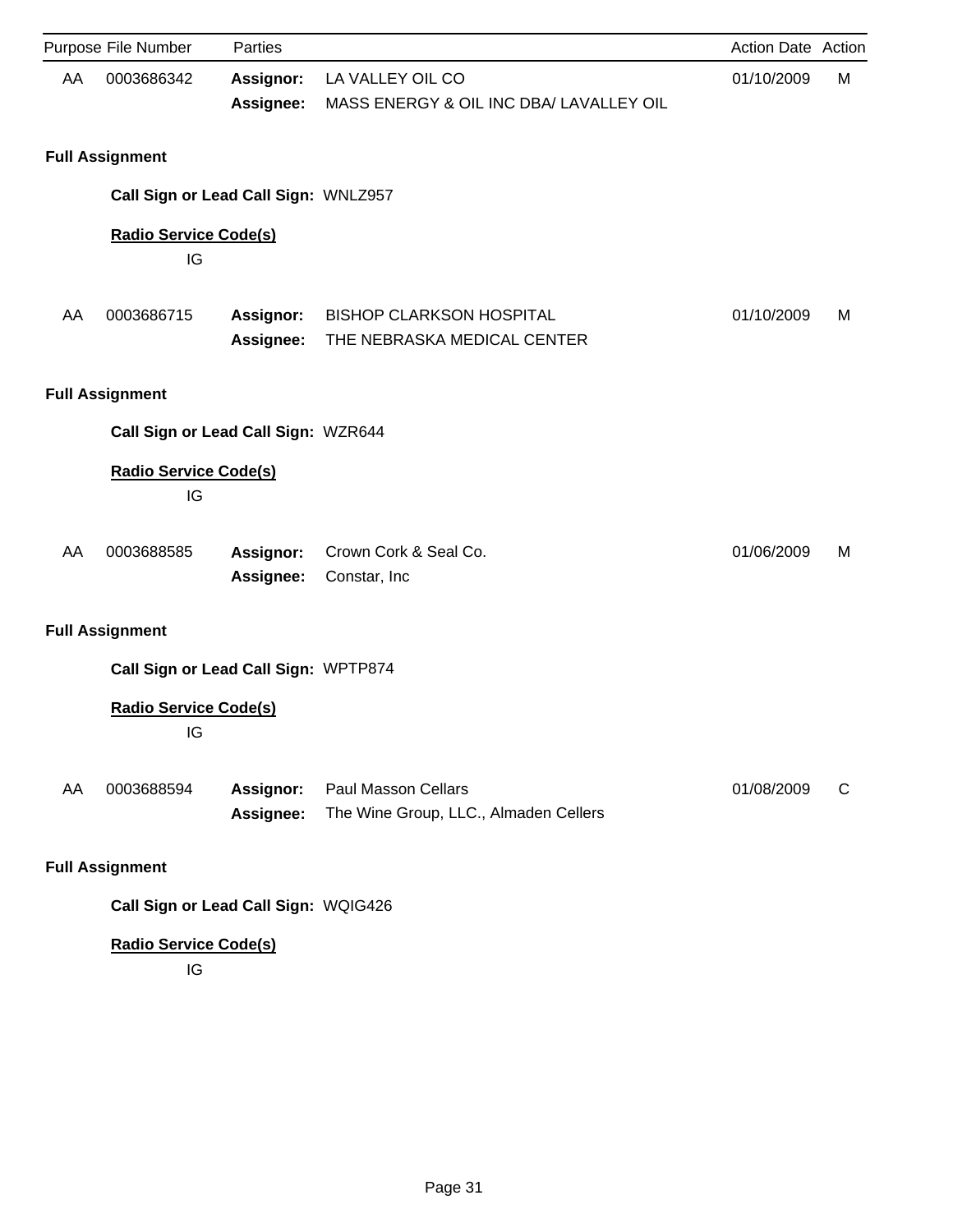| Purpose | File Number | Parties | | Action Date | Action |
|---|---|---|---|---|---|
| AA | 0003686342 | **Assignor:** | LA VALLEY OIL CO | 01/10/2009 | M |
| | | **Assignee:** | MASS ENERGY & OIL INC DBA/ LAVALLEY OIL | | |

**Full Assignment**

**Call Sign or Lead Call Sign:** WNLZ957

**Radio Service Code(s)**

IG

| Purpose | File Number | Parties | | Action Date | Action |
|---|---|---|---|---|---|
| AA | 0003686715 | **Assignor:** | BISHOP CLARKSON HOSPITAL | 01/10/2009 | M |
| | | **Assignee:** | THE NEBRASKA MEDICAL CENTER | | |

**Full Assignment**

**Call Sign or Lead Call Sign:** WZR644

**Radio Service Code(s)**

IG

| Purpose | File Number | Parties | | Action Date | Action |
|---|---|---|---|---|---|
| AA | 0003688585 | **Assignor:** | Crown Cork & Seal Co. | 01/06/2009 | M |
| | | **Assignee:** | Constar, Inc | | |

**Full Assignment**

**Call Sign or Lead Call Sign:** WPTP874

**Radio Service Code(s)**

IG

| Purpose | File Number | Parties | | Action Date | Action |
|---|---|---|---|---|---|
| AA | 0003688594 | **Assignor:** | Paul Masson Cellars | 01/08/2009 | C |
| | | **Assignee:** | The Wine Group, LLC., Almaden Cellers | | |

**Full Assignment**

**Call Sign or Lead Call Sign:** WQIG426

**Radio Service Code(s)**

IG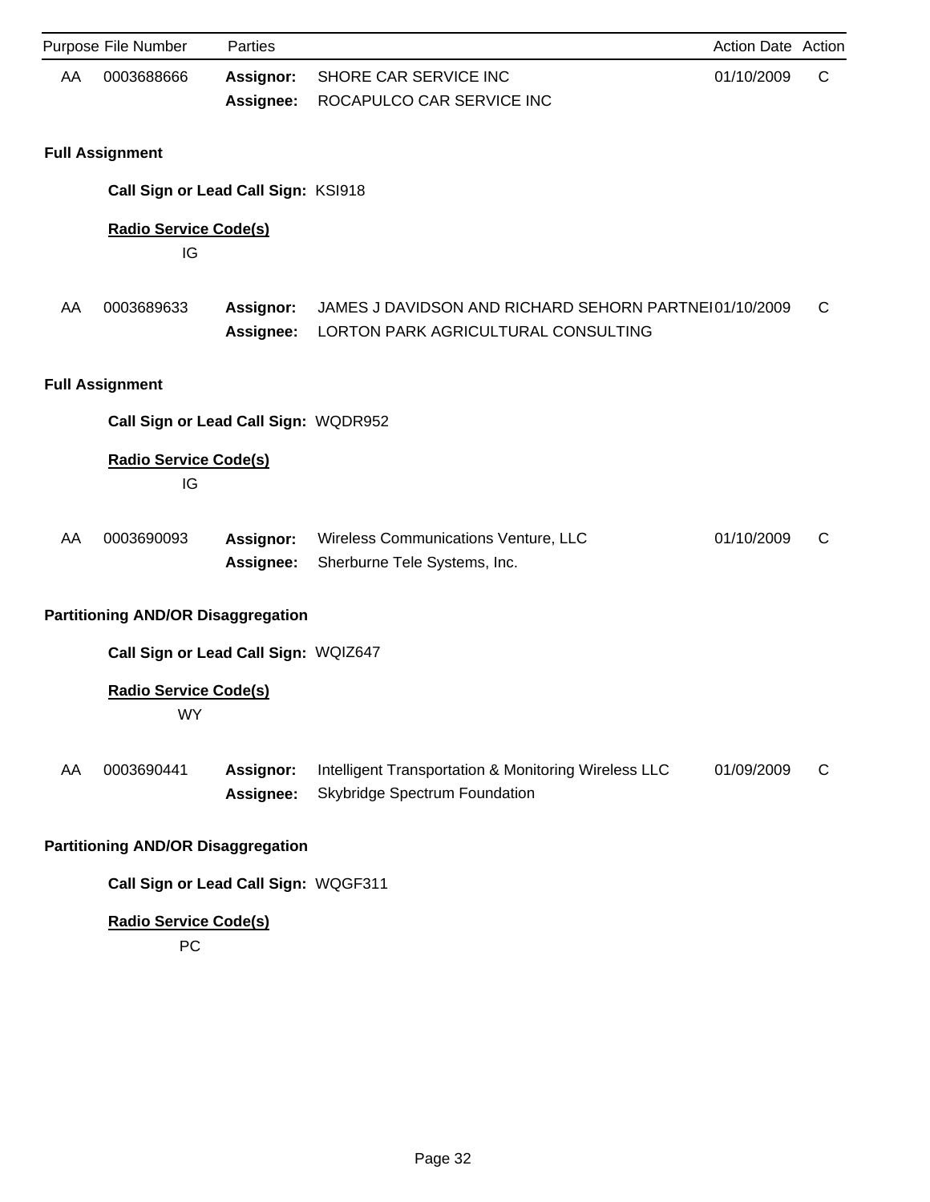| Purpose | File Number | Parties | | Action Date | Action |
|---|---|---|---|---|---|
| AA | 0003688666 | **Assignor:** | SHORE CAR SERVICE INC | 01/10/2009 | C |
| | | **Assignee:** | ROCAPULCO CAR SERVICE INC | | |

**Full Assignment**

**Call Sign or Lead Call Sign:** KSI918

**Radio Service Code(s)**

IG

| | | | | | |
|---|---|---|---|---|---|
| AA | 0003689633 | **Assignor:** | JAMES J DAVIDSON AND RICHARD SEHORN PARTNEI | 01/10/2009 | C |
| | | **Assignee:** | LORTON PARK AGRICULTURAL CONSULTING | | |

**Full Assignment**

**Call Sign or Lead Call Sign:** WQDR952

**Radio Service Code(s)**

IG

| | | | | | |
|---|---|---|---|---|---|
| AA | 0003690093 | **Assignor:** | Wireless Communications Venture, LLC | 01/10/2009 | C |
| | | **Assignee:** | Sherburne Tele Systems, Inc. | | |

**Partitioning AND/OR Disaggregation**

**Call Sign or Lead Call Sign:** WQIZ647

**Radio Service Code(s)**

WY

| | | | | | |
|---|---|---|---|---|---|
| AA | 0003690441 | **Assignor:** | Intelligent Transportation & Monitoring Wireless LLC | 01/09/2009 | C |
| | | **Assignee:** | Skybridge Spectrum Foundation | | |

**Partitioning AND/OR Disaggregation**

**Call Sign or Lead Call Sign:** WQGF311

**Radio Service Code(s)**

PC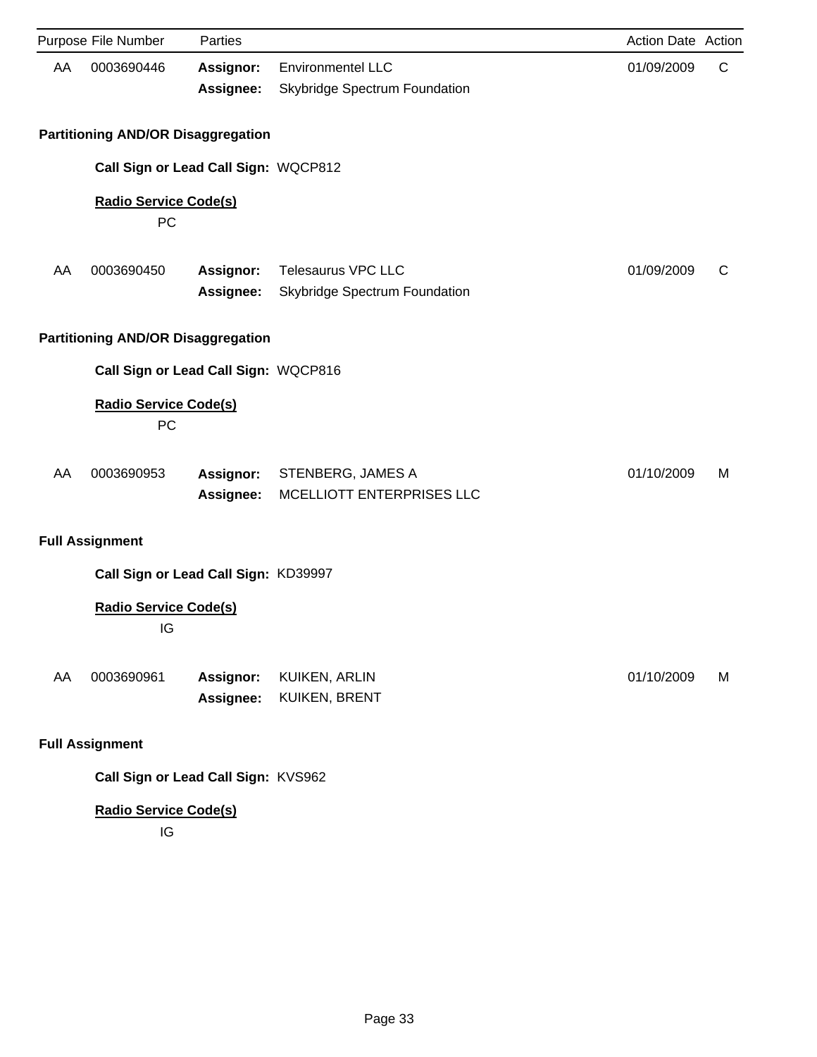| Purpose | File Number | Parties | | Action Date | Action |
|---|---|---|---|---|---|
| AA | 0003690446 | **Assignor:** | Environmentel LLC | 01/09/2009 | C |
| | | **Assignee:** | Skybridge Spectrum Foundation | | |

**Partitioning AND/OR Disaggregation**

**Call Sign or Lead Call Sign:** WQCP812

**Radio Service Code(s)**

PC

| | | | | | |
|---|---|---|---|---|---|
| AA | 0003690450 | **Assignor:** | Telesaurus VPC LLC | 01/09/2009 | C |
| | | **Assignee:** | Skybridge Spectrum Foundation | | |

**Partitioning AND/OR Disaggregation**

**Call Sign or Lead Call Sign:** WQCP816

**Radio Service Code(s)**

PC

| | | | | | |
|---|---|---|---|---|---|
| AA | 0003690953 | **Assignor:** | STENBERG, JAMES A | 01/10/2009 | M |
| | | **Assignee:** | MCELLIOTT ENTERPRISES LLC | | |

**Full Assignment**

**Call Sign or Lead Call Sign:** KD39997

**Radio Service Code(s)**

IG

| | | | | | |
|---|---|---|---|---|---|
| AA | 0003690961 | **Assignor:** | KUIKEN, ARLIN | 01/10/2009 | M |
| | | **Assignee:** | KUIKEN, BRENT | | |

**Full Assignment**

**Call Sign or Lead Call Sign:** KVS962

**Radio Service Code(s)**

IG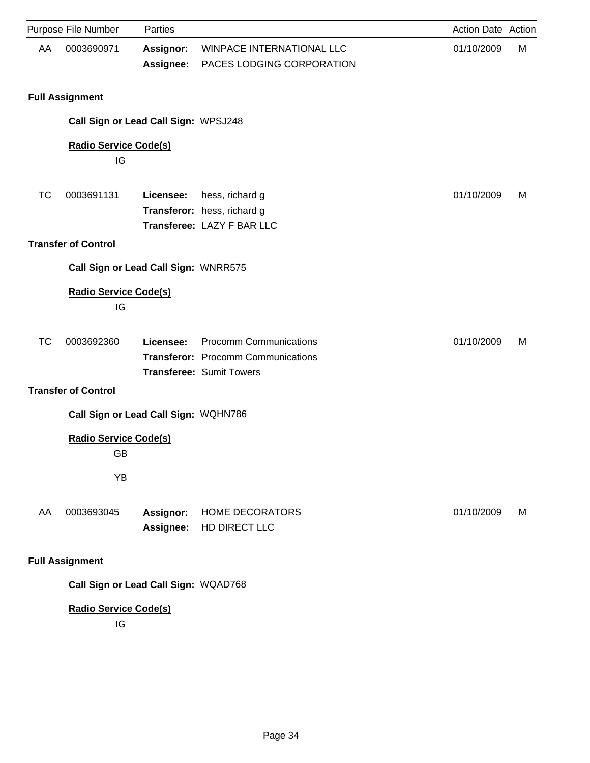| Purpose | File Number | Parties | | Action Date | Action |
|---|---|---|---|---|---|
| AA | 0003690971 | **Assignor:** | WINPACE INTERNATIONAL LLC | 01/10/2009 | M |
| | | **Assignee:** | PACES LODGING CORPORATION | | |

**Full Assignment**

**Call Sign or Lead Call Sign:** WPSJ248

**Radio Service Code(s)**

IG

| | | | | | |
|---|---|---|---|---|---|
| TC | 0003691131 | **Licensee:** | hess, richard g | 01/10/2009 | M |
| | | **Transferor:** | hess, richard g | | |
| | | **Transferee:** | LAZY F BAR LLC | | |

**Transfer of Control**

**Call Sign or Lead Call Sign:** WNRR575

**Radio Service Code(s)**

IG

| | | | | | |
|---|---|---|---|---|---|
| TC | 0003692360 | **Licensee:** | Procomm Communications | 01/10/2009 | M |
| | | **Transferor:** | Procomm Communications | | |
| | | **Transferee:** | Sumit Towers | | |

**Transfer of Control**

**Call Sign or Lead Call Sign:** WQHN786

**Radio Service Code(s)**

GB

YB

| | | | | | |
|---|---|---|---|---|---|
| AA | 0003693045 | **Assignor:** | HOME DECORATORS | 01/10/2009 | M |
| | | **Assignee:** | HD DIRECT LLC | | |

**Full Assignment**

**Call Sign or Lead Call Sign:** WQAD768

**Radio Service Code(s)**

IG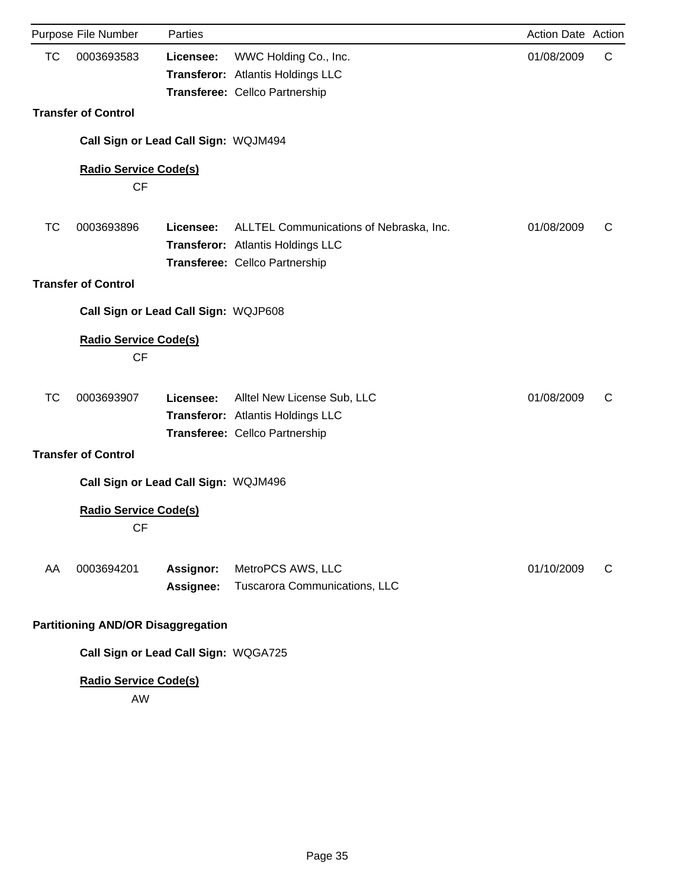| Purpose | File Number | Parties | | Action Date | Action |
|---|---|---|---|---|---|
| TC | 0003693583 | **Licensee:** | WWC Holding Co., Inc. | 01/08/2009 | C |
| | | **Transferor:** | Atlantis Holdings LLC | | |
| | | **Transferee:** | Cellco Partnership | | |

**Transfer of Control**

**Call Sign or Lead Call Sign:** WQJM494

**Radio Service Code(s)**

CF

| Purpose | File Number | Parties | | Action Date | Action |
|---|---|---|---|---|---|
| TC | 0003693896 | **Licensee:** | ALLTEL Communications of Nebraska, Inc. | 01/08/2009 | C |
| | | **Transferor:** | Atlantis Holdings LLC | | |
| | | **Transferee:** | Cellco Partnership | | |

**Transfer of Control**

**Call Sign or Lead Call Sign:** WQJP608

**Radio Service Code(s)**

CF

| Purpose | File Number | Parties | | Action Date | Action |
|---|---|---|---|---|---|
| TC | 0003693907 | **Licensee:** | Alltel New License Sub, LLC | 01/08/2009 | C |
| | | **Transferor:** | Atlantis Holdings LLC | | |
| | | **Transferee:** | Cellco Partnership | | |

**Transfer of Control**

**Call Sign or Lead Call Sign:** WQJM496

**Radio Service Code(s)**

CF

| Purpose | File Number | Parties | | Action Date | Action |
|---|---|---|---|---|---|
| AA | 0003694201 | **Assignor:** | MetroPCS AWS, LLC | 01/10/2009 | C |
| | | **Assignee:** | Tuscarora Communications, LLC | | |

**Partitioning AND/OR Disaggregation**

**Call Sign or Lead Call Sign:** WQGA725

**Radio Service Code(s)**

AW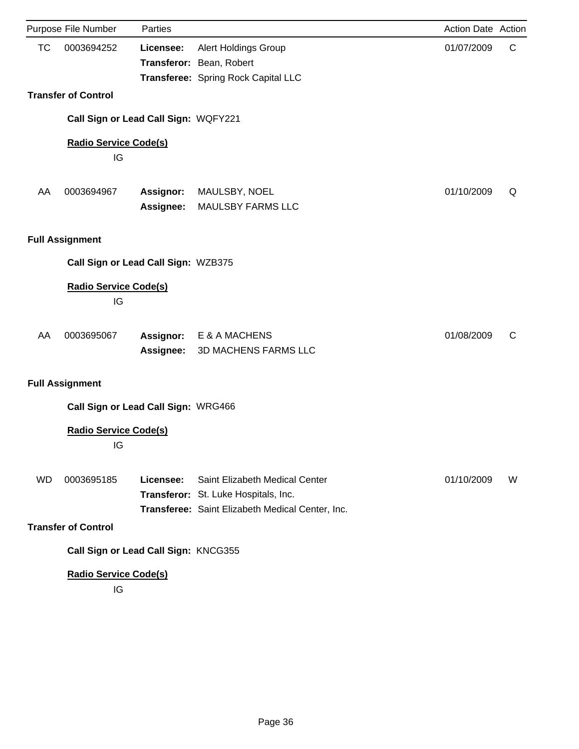| Purpose | File Number | Parties | | Action Date | Action |
|---|---|---|---|---|---|
| TC | 0003694252 | **Licensee:** | Alert Holdings Group | 01/07/2009 | C |
| | | **Transferor:** | Bean, Robert | | |
| | | **Transferee:** | Spring Rock Capital LLC | | |

**Transfer of Control**

**Call Sign or Lead Call Sign:** WQFY221

**Radio Service Code(s)**

IG

| Purpose | File Number | Parties | | Action Date | Action |
|---|---|---|---|---|---|
| AA | 0003694967 | **Assignor:** | MAULSBY, NOEL | 01/10/2009 | Q |
| | | **Assignee:** | MAULSBY FARMS LLC | | |

**Full Assignment**

**Call Sign or Lead Call Sign:** WZB375

**Radio Service Code(s)**

IG

| Purpose | File Number | Parties | | Action Date | Action |
|---|---|---|---|---|---|
| AA | 0003695067 | **Assignor:** | E & A MACHENS | 01/08/2009 | C |
| | | **Assignee:** | 3D MACHENS FARMS LLC | | |

**Full Assignment**

**Call Sign or Lead Call Sign:** WRG466

**Radio Service Code(s)**

IG

| Purpose | File Number | Parties | | Action Date | Action |
|---|---|---|---|---|---|
| WD | 0003695185 | **Licensee:** | Saint Elizabeth Medical Center | 01/10/2009 | W |
| | | **Transferor:** | St. Luke Hospitals, Inc. | | |
| | | **Transferee:** | Saint Elizabeth Medical Center, Inc. | | |

**Transfer of Control**

**Call Sign or Lead Call Sign:** KNCG355

**Radio Service Code(s)**

IG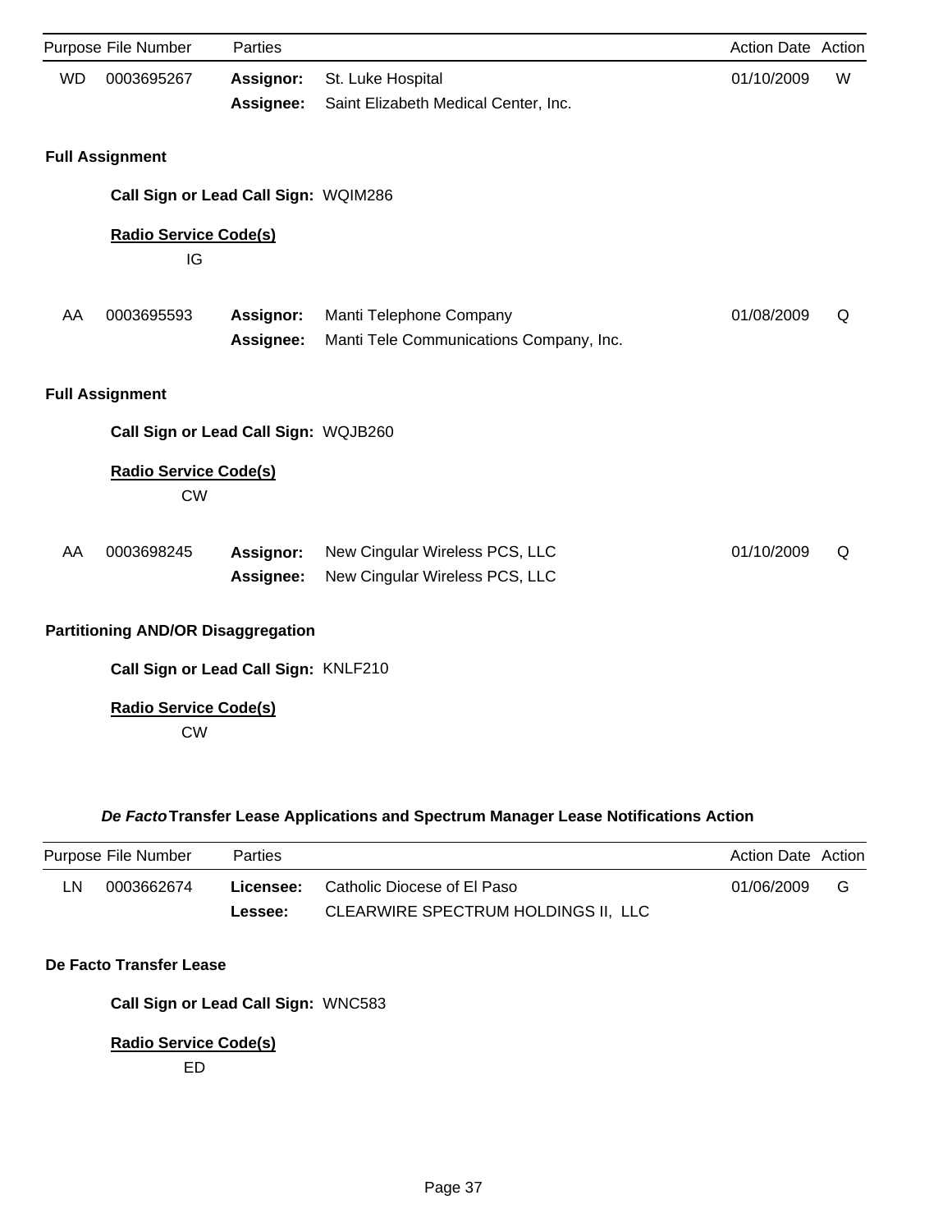| Purpose | File Number | Parties | | Action Date | Action |
|---|---|---|---|---|---|
| WD | 0003695267 | **Assignor:** | St. Luke Hospital | 01/10/2009 | W |
| | | **Assignee:** | Saint Elizabeth Medical Center, Inc. | | |

**Full Assignment**

**Call Sign or Lead Call Sign:** WQIM286

**Radio Service Code(s)**

IG

| Purpose | File Number | Parties | | Action Date | Action |
|---|---|---|---|---|---|
| AA | 0003695593 | **Assignor:** | Manti Telephone Company | 01/08/2009 | Q |
| | | **Assignee:** | Manti Tele Communications Company, Inc. | | |

**Full Assignment**

**Call Sign or Lead Call Sign:** WQJB260

**Radio Service Code(s)**

CW

| Purpose | File Number | Parties | | Action Date | Action |
|---|---|---|---|---|---|
| AA | 0003698245 | **Assignor:** | New Cingular Wireless PCS, LLC | 01/10/2009 | Q |
| | | **Assignee:** | New Cingular Wireless PCS, LLC | | |

**Partitioning AND/OR Disaggregation**

**Call Sign or Lead Call Sign:** KNLF210

**Radio Service Code(s)**

CW

## *De Facto* Transfer Lease Applications and Spectrum Manager Lease Notifications Action

| Purpose | File Number | Parties | | Action Date | Action |
|---|---|---|---|---|---|
| LN | 0003662674 | **Licensee:** | Catholic Diocese of El Paso | 01/06/2009 | G |
| | | **Lessee:** | CLEARWIRE SPECTRUM HOLDINGS II, LLC | | |

**De Facto Transfer Lease**

**Call Sign or Lead Call Sign:** WNC583

**Radio Service Code(s)**

ED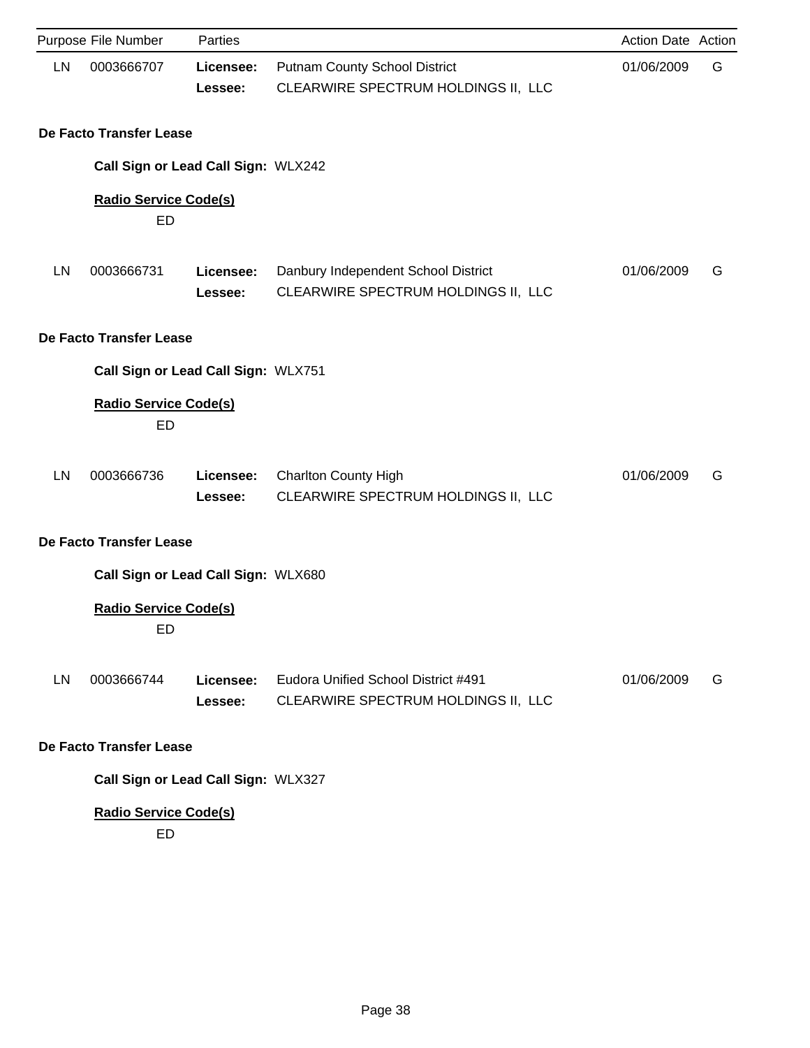| Purpose | File Number | Parties | | Action Date | Action |
|---|---|---|---|---|---|
| LN | 0003666707 | **Licensee:** | Putnam County School District | 01/06/2009 | G |
| | | **Lessee:** | CLEARWIRE SPECTRUM HOLDINGS II, LLC | | |

**De Facto Transfer Lease**

**Call Sign or Lead Call Sign:** WLX242

**Radio Service Code(s)**

ED

| | | | | | |
|---|---|---|---|---|---|
| LN | 0003666731 | **Licensee:** | Danbury Independent School District | 01/06/2009 | G |
| | | **Lessee:** | CLEARWIRE SPECTRUM HOLDINGS II, LLC | | |

**De Facto Transfer Lease**

**Call Sign or Lead Call Sign:** WLX751

**Radio Service Code(s)**

ED

| | | | | | |
|---|---|---|---|---|---|
| LN | 0003666736 | **Licensee:** | Charlton County High | 01/06/2009 | G |
| | | **Lessee:** | CLEARWIRE SPECTRUM HOLDINGS II, LLC | | |

**De Facto Transfer Lease**

**Call Sign or Lead Call Sign:** WLX680

**Radio Service Code(s)**

ED

| | | | | | |
|---|---|---|---|---|---|
| LN | 0003666744 | **Licensee:** | Eudora Unified School District #491 | 01/06/2009 | G |
| | | **Lessee:** | CLEARWIRE SPECTRUM HOLDINGS II, LLC | | |

**De Facto Transfer Lease**

**Call Sign or Lead Call Sign:** WLX327

**Radio Service Code(s)**

ED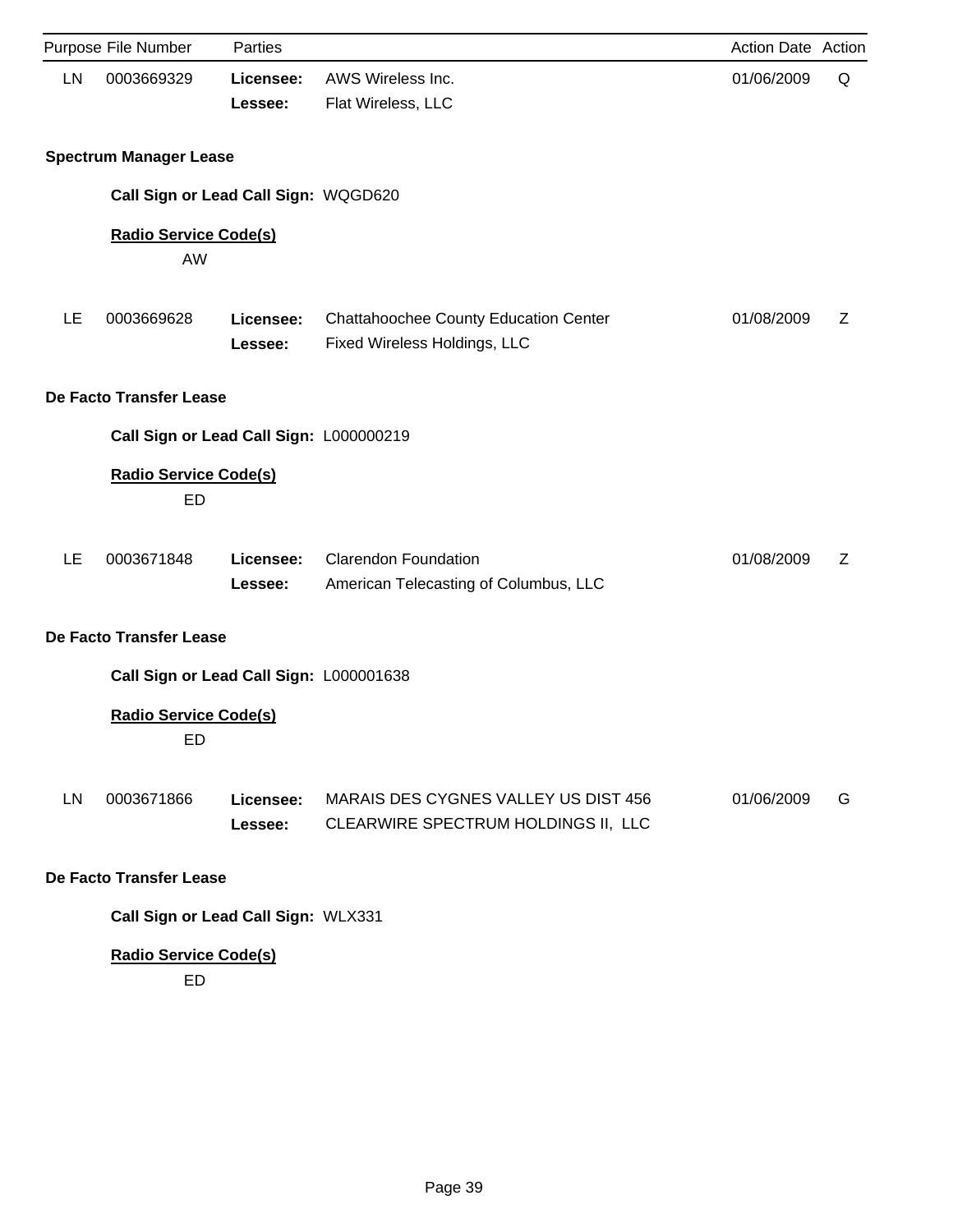| Purpose | File Number | Parties | | Action Date | Action |
|---|---|---|---|---|---|
| LN | 0003669329 | **Licensee:** | AWS Wireless Inc. | 01/06/2009 | Q |
| | | **Lessee:** | Flat Wireless, LLC | | |

**Spectrum Manager Lease**

**Call Sign or Lead Call Sign:** WQGD620

**Radio Service Code(s)**

AW

| | | | | | |
|---|---|---|---|---|---|
| LE | 0003669628 | **Licensee:** | Chattahoochee County Education Center | 01/08/2009 | Z |
| | | **Lessee:** | Fixed Wireless Holdings, LLC | | |

**De Facto Transfer Lease**

**Call Sign or Lead Call Sign:** L000000219

**Radio Service Code(s)**

ED

| | | | | | |
|---|---|---|---|---|---|
| LE | 0003671848 | **Licensee:** | Clarendon Foundation | 01/08/2009 | Z |
| | | **Lessee:** | American Telecasting of Columbus, LLC | | |

**De Facto Transfer Lease**

**Call Sign or Lead Call Sign:** L000001638

**Radio Service Code(s)**

ED

| | | | | | |
|---|---|---|---|---|---|
| LN | 0003671866 | **Licensee:** | MARAIS DES CYGNES VALLEY US DIST 456 | 01/06/2009 | G |
| | | **Lessee:** | CLEARWIRE SPECTRUM HOLDINGS II, LLC | | |

**De Facto Transfer Lease**

**Call Sign or Lead Call Sign:** WLX331

**Radio Service Code(s)**

ED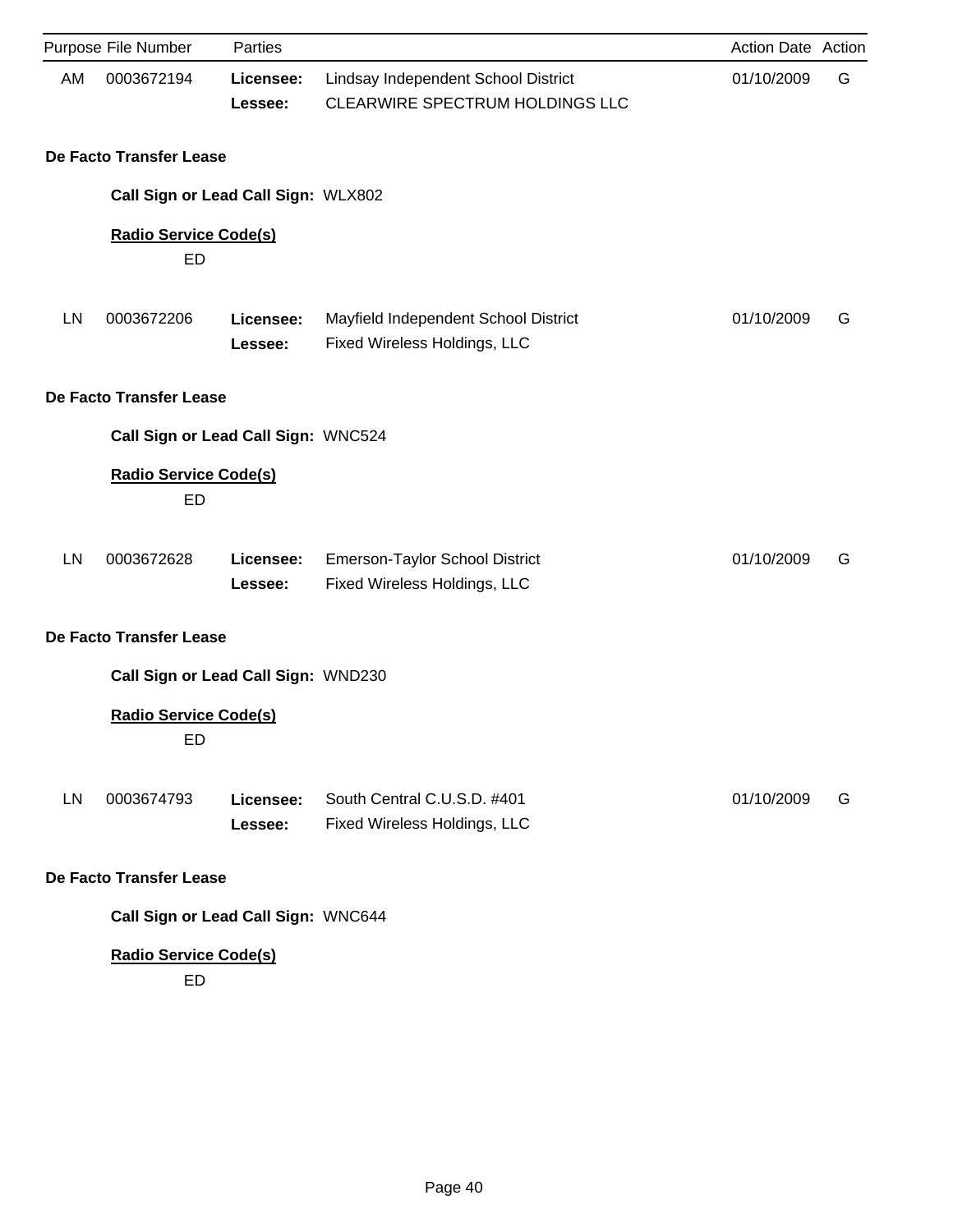| Purpose | File Number | Parties | | Action Date | Action |
|---|---|---|---|---|---|
| AM | 0003672194 | **Licensee:** | Lindsay Independent School District | 01/10/2009 | G |
| | | **Lessee:** | CLEARWIRE SPECTRUM HOLDINGS LLC | | |

**De Facto Transfer Lease**

**Call Sign or Lead Call Sign:** WLX802

**Radio Service Code(s)**

ED

| Purpose | File Number | Parties | | Action Date | Action |
|---|---|---|---|---|---|
| LN | 0003672206 | **Licensee:** | Mayfield Independent School District | 01/10/2009 | G |
| | | **Lessee:** | Fixed Wireless Holdings, LLC | | |

**De Facto Transfer Lease**

**Call Sign or Lead Call Sign:** WNC524

**Radio Service Code(s)**

ED

| Purpose | File Number | Parties | | Action Date | Action |
|---|---|---|---|---|---|
| LN | 0003672628 | **Licensee:** | Emerson-Taylor School District | 01/10/2009 | G |
| | | **Lessee:** | Fixed Wireless Holdings, LLC | | |

**De Facto Transfer Lease**

**Call Sign or Lead Call Sign:** WND230

**Radio Service Code(s)**

ED

| Purpose | File Number | Parties | | Action Date | Action |
|---|---|---|---|---|---|
| LN | 0003674793 | **Licensee:** | South Central C.U.S.D. #401 | 01/10/2009 | G |
| | | **Lessee:** | Fixed Wireless Holdings, LLC | | |

**De Facto Transfer Lease**

**Call Sign or Lead Call Sign:** WNC644

**Radio Service Code(s)**

ED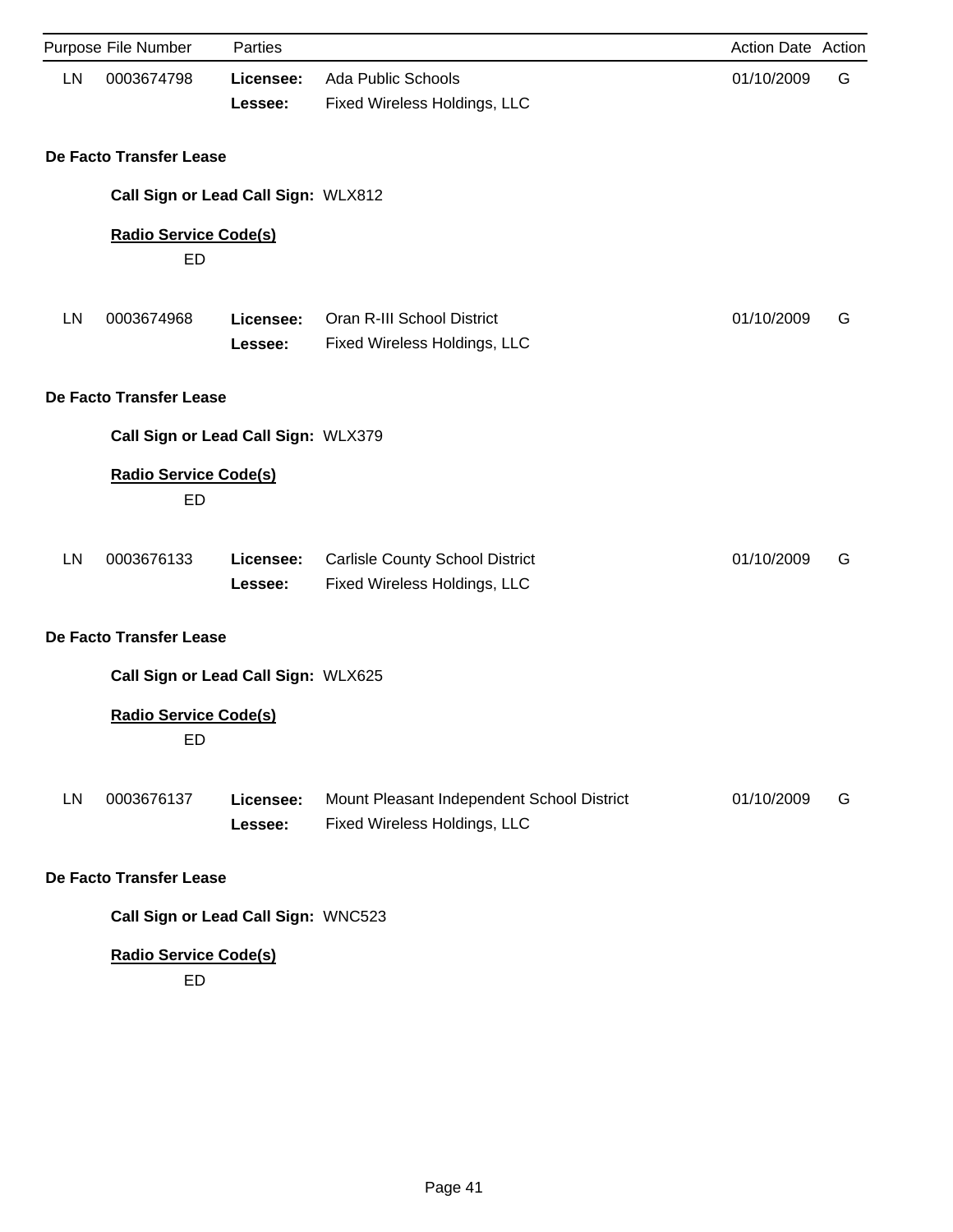| Purpose | File Number | Parties | | Action Date | Action |
|---|---|---|---|---|---|
| LN | 0003674798 | **Licensee:** | Ada Public Schools | 01/10/2009 | G |
| | | **Lessee:** | Fixed Wireless Holdings, LLC | | |

**De Facto Transfer Lease**

**Call Sign or Lead Call Sign:** WLX812

**Radio Service Code(s)**

ED

| Purpose | File Number | Parties | | Action Date | Action |
|---|---|---|---|---|---|
| LN | 0003674968 | **Licensee:** | Oran R-III School District | 01/10/2009 | G |
| | | **Lessee:** | Fixed Wireless Holdings, LLC | | |

**De Facto Transfer Lease**

**Call Sign or Lead Call Sign:** WLX379

**Radio Service Code(s)**

ED

| Purpose | File Number | Parties | | Action Date | Action |
|---|---|---|---|---|---|
| LN | 0003676133 | **Licensee:** | Carlisle County School District | 01/10/2009 | G |
| | | **Lessee:** | Fixed Wireless Holdings, LLC | | |

**De Facto Transfer Lease**

**Call Sign or Lead Call Sign:** WLX625

**Radio Service Code(s)**

ED

| Purpose | File Number | Parties | | Action Date | Action |
|---|---|---|---|---|---|
| LN | 0003676137 | **Licensee:** | Mount Pleasant Independent School District | 01/10/2009 | G |
| | | **Lessee:** | Fixed Wireless Holdings, LLC | | |

**De Facto Transfer Lease**

**Call Sign or Lead Call Sign:** WNC523

**Radio Service Code(s)**

ED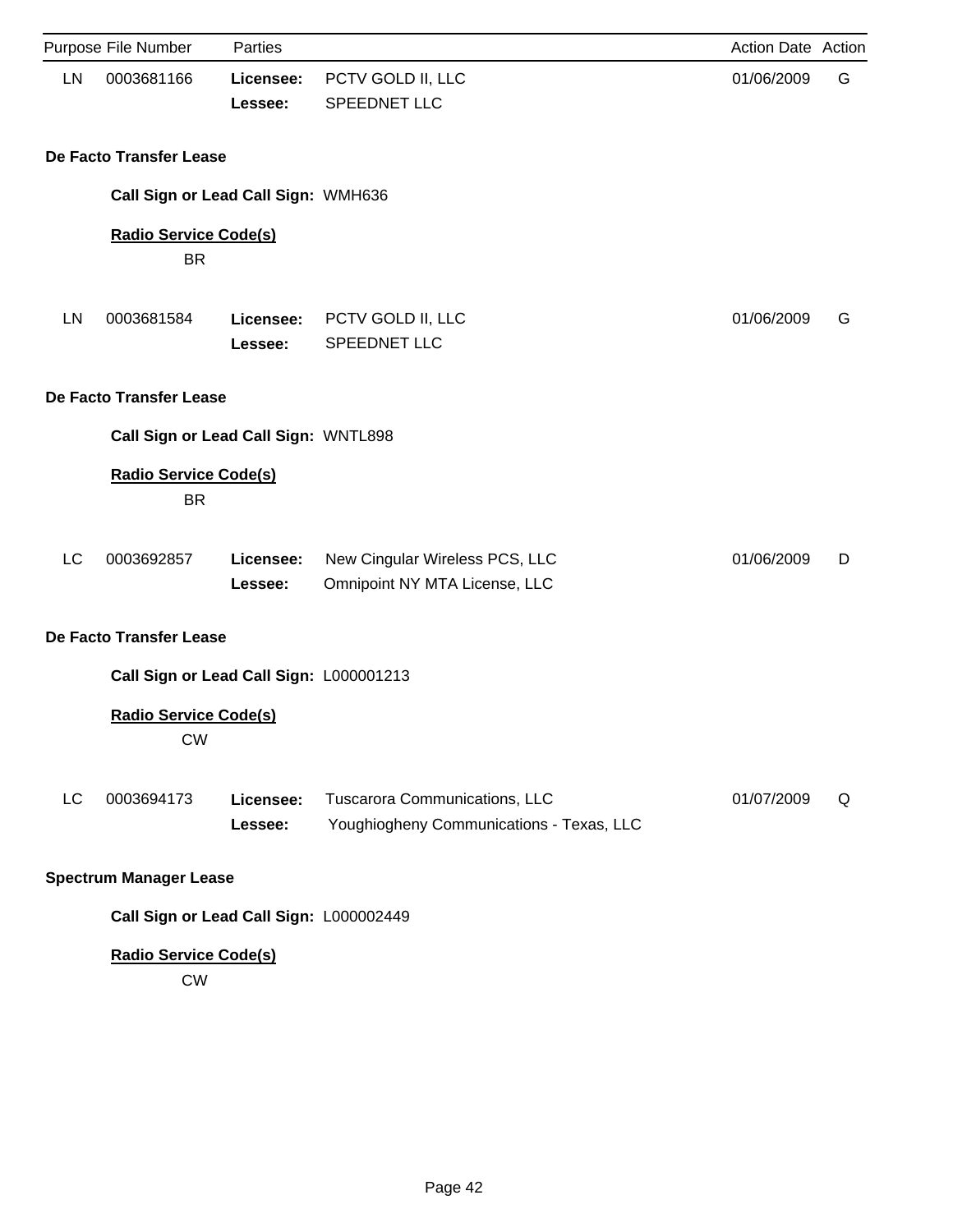| Purpose | File Number | Parties | | Action Date | Action |
|---|---|---|---|---|---|
| LN | 0003681166 | **Licensee:** | PCTV GOLD II, LLC | 01/06/2009 | G |
| | | **Lessee:** | SPEEDNET LLC | | |

**De Facto Transfer Lease**

**Call Sign or Lead Call Sign:** WMH636

**Radio Service Code(s)**

BR

| Purpose | File Number | Parties | | Action Date | Action |
|---|---|---|---|---|---|
| LN | 0003681584 | **Licensee:** | PCTV GOLD II, LLC | 01/06/2009 | G |
| | | **Lessee:** | SPEEDNET LLC | | |

**De Facto Transfer Lease**

**Call Sign or Lead Call Sign:** WNTL898

**Radio Service Code(s)**

BR

| Purpose | File Number | Parties | | Action Date | Action |
|---|---|---|---|---|---|
| LC | 0003692857 | **Licensee:** | New Cingular Wireless PCS, LLC | 01/06/2009 | D |
| | | **Lessee:** | Omnipoint NY MTA License, LLC | | |

**De Facto Transfer Lease**

**Call Sign or Lead Call Sign:** L000001213

**Radio Service Code(s)**

CW

| Purpose | File Number | Parties | | Action Date | Action |
|---|---|---|---|---|---|
| LC | 0003694173 | **Licensee:** | Tuscarora Communications, LLC | 01/07/2009 | Q |
| | | **Lessee:** | Youghiogheny Communications - Texas, LLC | | |

**Spectrum Manager Lease**

**Call Sign or Lead Call Sign:** L000002449

**Radio Service Code(s)**

CW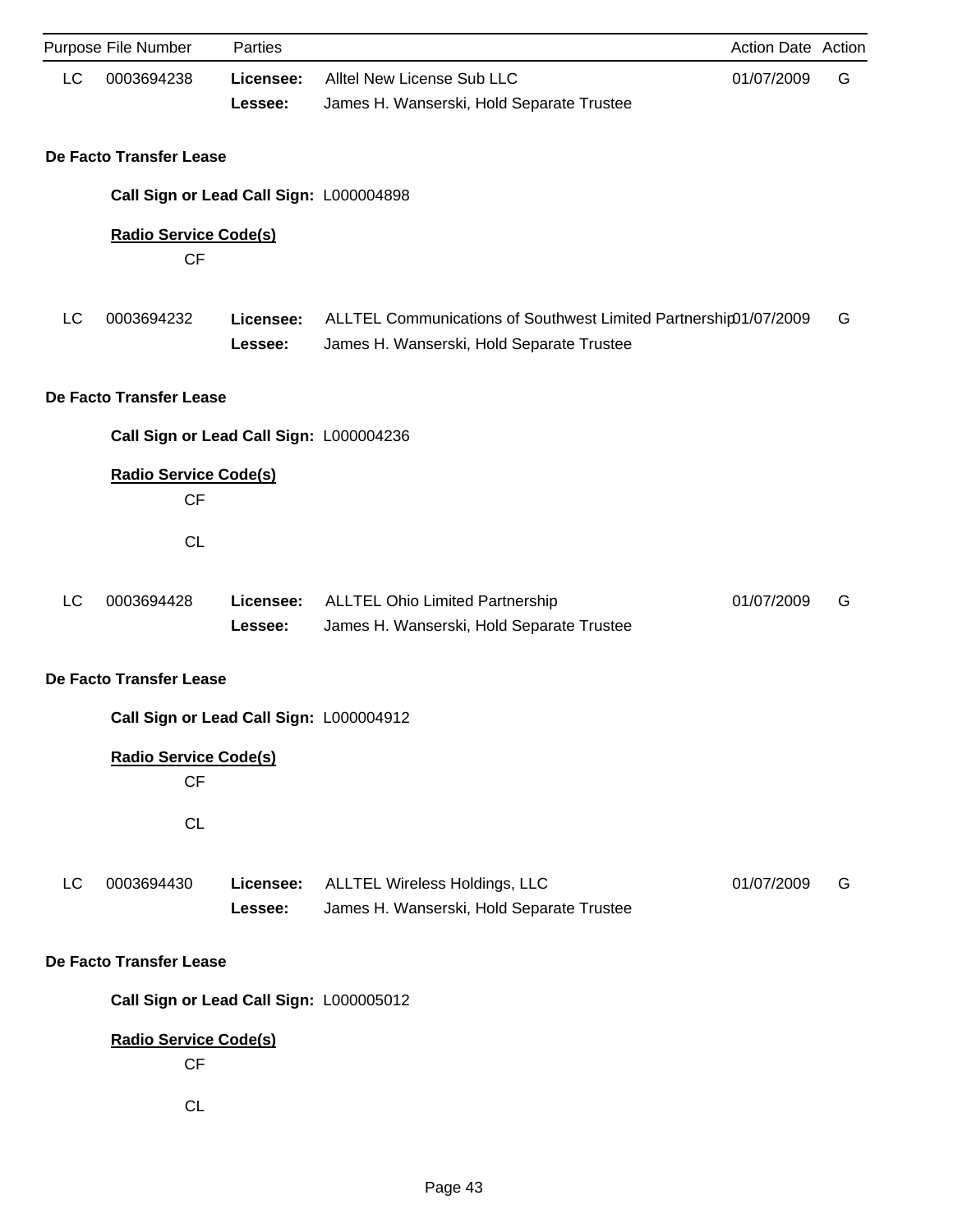| Purpose | File Number | Parties | | Action Date | Action |
|---|---|---|---|---|---|
| LC | 0003694238 | **Licensee:** | Alltel New License Sub LLC | 01/07/2009 | G |
| | | **Lessee:** | James H. Wanserski, Hold Separate Trustee | | |

**De Facto Transfer Lease**

**Call Sign or Lead Call Sign:** L000004898

**Radio Service Code(s)**

CF

| Purpose | File Number | Parties | | Action Date | Action |
|---|---|---|---|---|---|
| LC | 0003694232 | **Licensee:** | ALLTEL Communications of Southwest Limited Partnership | 01/07/2009 | G |
| | | **Lessee:** | James H. Wanserski, Hold Separate Trustee | | |

**De Facto Transfer Lease**

**Call Sign or Lead Call Sign:** L000004236

**Radio Service Code(s)**

CF

CL

| Purpose | File Number | Parties | | Action Date | Action |
|---|---|---|---|---|---|
| LC | 0003694428 | **Licensee:** | ALLTEL Ohio Limited Partnership | 01/07/2009 | G |
| | | **Lessee:** | James H. Wanserski, Hold Separate Trustee | | |

**De Facto Transfer Lease**

**Call Sign or Lead Call Sign:** L000004912

**Radio Service Code(s)**

CF

CL

| Purpose | File Number | Parties | | Action Date | Action |
|---|---|---|---|---|---|
| LC | 0003694430 | **Licensee:** | ALLTEL Wireless Holdings, LLC | 01/07/2009 | G |
| | | **Lessee:** | James H. Wanserski, Hold Separate Trustee | | |

**De Facto Transfer Lease**

**Call Sign or Lead Call Sign:** L000005012

**Radio Service Code(s)**

CF

CL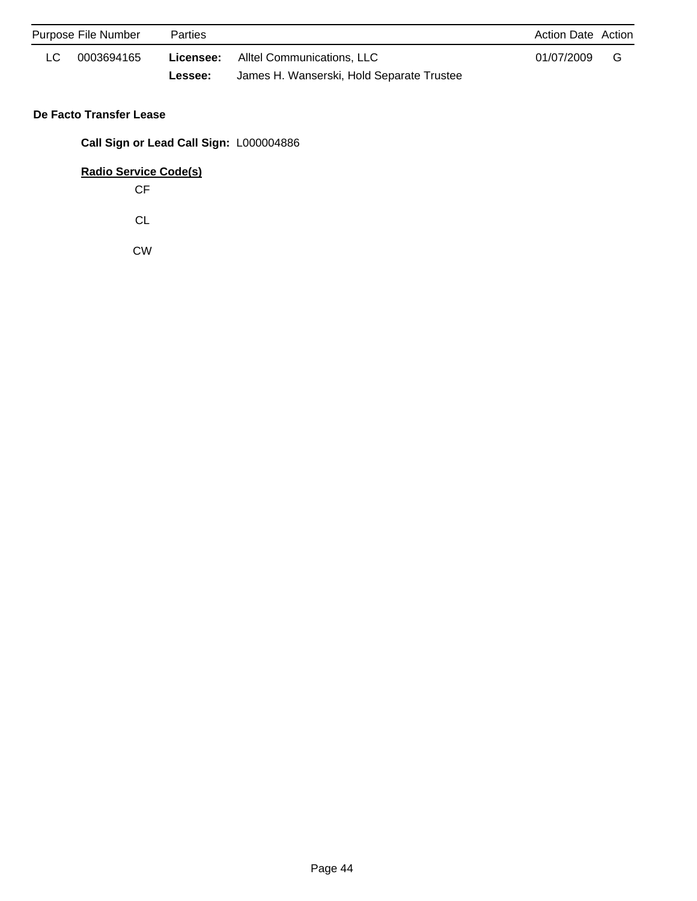| Purpose | File Number | Parties | | Action Date | Action |
|---|---|---|---|---|---|
| LC | 0003694165 | **Licensee:** | Alltel Communications, LLC | 01/07/2009 | G |
| | | **Lessee:** | James H. Wanserski, Hold Separate Trustee | | |

**De Facto Transfer Lease**

**Call Sign or Lead Call Sign:** L000004886

**Radio Service Code(s)**

CF

CL

CW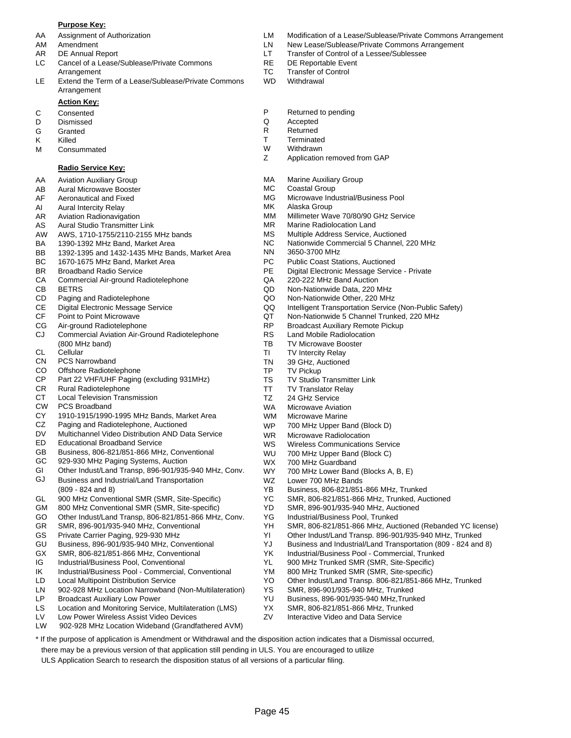**Purpose Key:**

| | |
|---|---|
| AA | Assignment of Authorization |
| AM | Amendment |
| AR | DE Annual Report |
| LC | Cancel of a Lease/Sublease/Private Commons Arrangement |
| LE | Extend the Term of a Lease/Sublease/Private Commons Arrangement |
| LM | Modification of a Lease/Sublease/Private Commons Arrangement |
| LN | New Lease/Sublease/Private Commons Arrangement |
| LT | Transfer of Control of a Lessee/Sublessee |
| RE | DE Reportable Event |
| TC | Transfer of Control |
| WD | Withdrawal |

**Action Key:**

| | |
|---|---|
| C | Consented |
| D | Dismissed |
| G | Granted |
| K | Killed |
| M | Consummated |
| P | Returned to pending |
| Q | Accepted |
| R | Returned |
| T | Terminated |
| W | Withdrawn |
| Z | Application removed from GAP |

**Radio Service Key:**

| | |
|---|---|
| AA | Aviation Auxiliary Group |
| AB | Aural Microwave Booster |
| AF | Aeronautical and Fixed |
| AI | Aural Intercity Relay |
| AR | Aviation Radionavigation |
| AS | Aural Studio Transmitter Link |
| AW | AWS, 1710-1755/2110-2155 MHz bands |
| BA | 1390-1392 MHz Band, Market Area |
| BB | 1392-1395 and 1432-1435 MHz Bands, Market Area |
| BC | 1670-1675 MHz Band, Market Area |
| BR | Broadband Radio Service |
| CA | Commercial Air-ground Radiotelephone |
| CB | BETRS |
| CD | Paging and Radiotelephone |
| CE | Digital Electronic Message Service |
| CF | Point to Point Microwave |
| CG | Air-ground Radiotelephone |
| CJ | Commercial Aviation Air-Ground Radiotelephone (800 MHz band) |
| CL | Cellular |
| CN | PCS Narrowband |
| CO | Offshore Radiotelephone |
| CP | Part 22 VHF/UHF Paging (excluding 931MHz) |
| CR | Rural Radiotelephone |
| CT | Local Television Transmission |
| CW | PCS Broadband |
| CY | 1910-1915/1990-1995 MHz Bands, Market Area |
| CZ | Paging and Radiotelephone, Auctioned |
| DV | Multichannel Video Distribution AND Data Service |
| ED | Educational Broadband Service |
| GB | Business, 806-821/851-866 MHz, Conventional |
| GC | 929-930 MHz Paging Systems, Auction |
| GI | Other Indust/Land Transp, 896-901/935-940 MHz, Conv. |
| GJ | Business and Industrial/Land Transportation (809 - 824 and 8) |
| GL | 900 MHz Conventional SMR (SMR, Site-Specific) |
| GM | 800 MHz Conventional SMR (SMR, Site-specific) |
| GO | Other Indust/Land Transp, 806-821/851-866 MHz, Conv. |
| GR | SMR, 896-901/935-940 MHz, Conventional |
| GS | Private Carrier Paging, 929-930 MHz |
| GU | Business, 896-901/935-940 MHz, Conventional |
| GX | SMR, 806-821/851-866 MHz, Conventional |
| IG | Industrial/Business Pool, Conventional |
| IK | Industrial/Business Pool - Commercial, Conventional |
| LD | Local Multipoint Distribution Service |
| LN | 902-928 MHz Location Narrowband (Non-Multilateration) |
| LP | Broadcast Auxiliary Low Power |
| LS | Location and Monitoring Service, Multilateration (LMS) |
| LV | Low Power Wireless Assist Video Devices |
| LW | 902-928 MHz Location Wideband (Grandfathered AVM) |
| MA | Marine Auxiliary Group |
| MC | Coastal Group |
| MG | Microwave Industrial/Business Pool |
| MK | Alaska Group |
| MM | Millimeter Wave 70/80/90 GHz Service |
| MR | Marine Radiolocation Land |
| MS | Multiple Address Service, Auctioned |
| NC | Nationwide Commercial 5 Channel, 220 MHz |
| NN | 3650-3700 MHz |
| PC | Public Coast Stations, Auctioned |
| PE | Digital Electronic Message Service - Private |
| QA | 220-222 MHz Band Auction |
| QD | Non-Nationwide Data, 220 MHz |
| QO | Non-Nationwide Other, 220 MHz |
| QQ | Intelligent Transportation Service (Non-Public Safety) |
| QT | Non-Nationwide 5 Channel Trunked, 220 MHz |
| RP | Broadcast Auxiliary Remote Pickup |
| RS | Land Mobile Radiolocation |
| TB | TV Microwave Booster |
| TI | TV Intercity Relay |
| TN | 39 GHz, Auctioned |
| TP | TV Pickup |
| TS | TV Studio Transmitter Link |
| TT | TV Translator Relay |
| TZ | 24 GHz Service |
| WA | Microwave Aviation |
| WM | Microwave Marine |
| WP | 700 MHz Upper Band (Block D) |
| WR | Microwave Radiolocation |
| WS | Wireless Communications Service |
| WU | 700 MHz Upper Band (Block C) |
| WX | 700 MHz Guardband |
| WY | 700 MHz Lower Band (Blocks A, B, E) |
| WZ | Lower 700 MHz Bands |
| YB | Business, 806-821/851-866 MHz, Trunked |
| YC | SMR, 806-821/851-866 MHz, Trunked, Auctioned |
| YD | SMR, 896-901/935-940 MHz, Auctioned |
| YG | Industrial/Business Pool, Trunked |
| YH | SMR, 806-821/851-866 MHz, Auctioned (Rebanded YC license) |
| YI | Other Indust/Land Transp. 896-901/935-940 MHz, Trunked |
| YJ | Business and Industrial/Land Transportation (809 - 824 and 8) |
| YK | Industrial/Business Pool - Commercial, Trunked |
| YL | 900 MHz Trunked SMR (SMR, Site-Specific) |
| YM | 800 MHz Trunked SMR (SMR, Site-specific) |
| YO | Other Indust/Land Transp. 806-821/851-866 MHz, Trunked |
| YS | SMR, 896-901/935-940 MHz, Trunked |
| YU | Business, 896-901/935-940 MHz,Trunked |
| YX | SMR, 806-821/851-866 MHz, Trunked |
| ZV | Interactive Video and Data Service |

* If the purpose of application is Amendment or Withdrawal and the disposition action indicates that a Dismissal occurred, there may be a previous version of that application still pending in ULS. You are encouraged to utilize ULS Application Search to research the disposition status of all versions of a particular filing.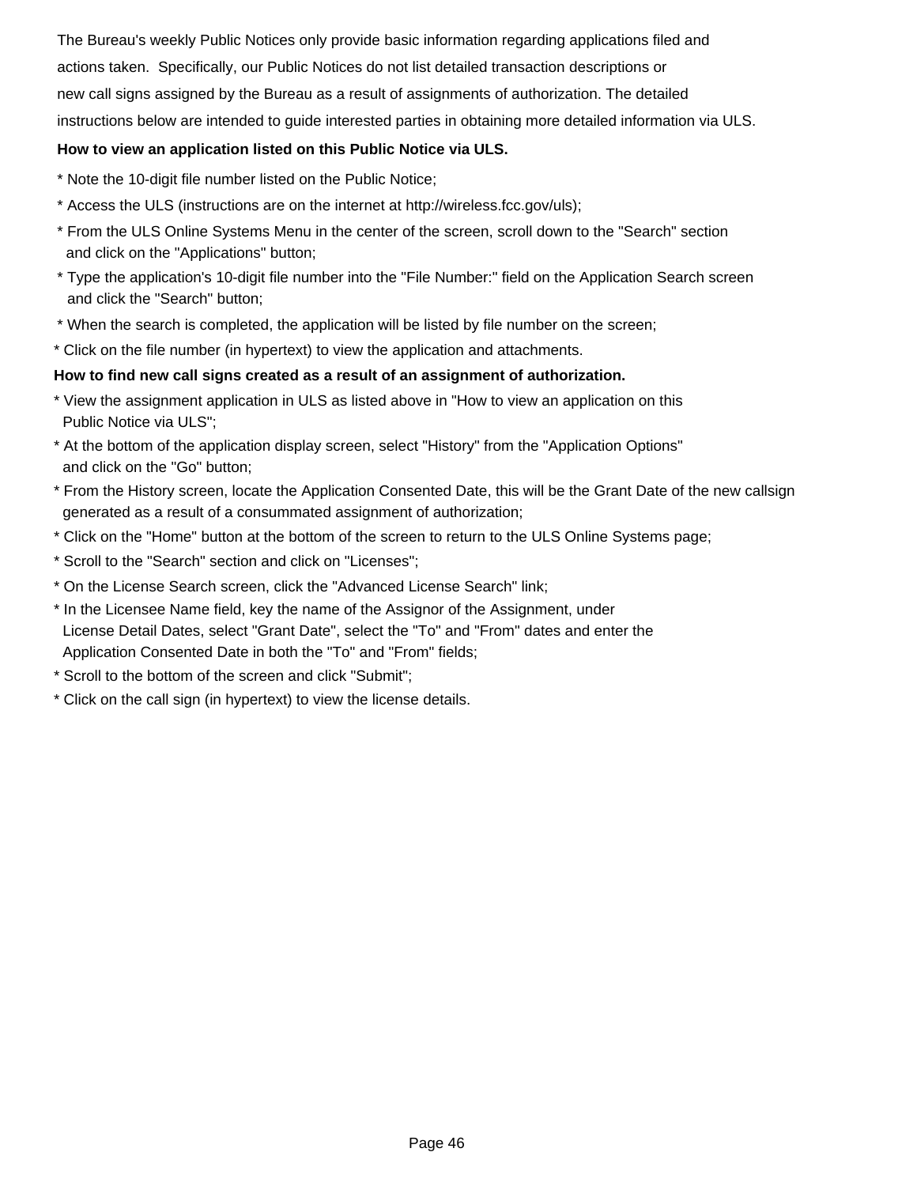The Bureau's weekly Public Notices only provide basic information regarding applications filed and actions taken. Specifically, our Public Notices do not list detailed transaction descriptions or new call signs assigned by the Bureau as a result of assignments of authorization. The detailed instructions below are intended to guide interested parties in obtaining more detailed information via ULS.

**How to view an application listed on this Public Notice via ULS.**

* Note the 10-digit file number listed on the Public Notice;
* Access the ULS (instructions are on the internet at http://wireless.fcc.gov/uls);
* From the ULS Online Systems Menu in the center of the screen, scroll down to the "Search" section and click on the "Applications" button;
* Type the application's 10-digit file number into the "File Number:" field on the Application Search screen and click the "Search" button;
* When the search is completed, the application will be listed by file number on the screen;
* Click on the file number (in hypertext) to view the application and attachments.

**How to find new call signs created as a result of an assignment of authorization.**

* View the assignment application in ULS as listed above in "How to view an application on this Public Notice via ULS";
* At the bottom of the application display screen, select "History" from the "Application Options" and click on the "Go" button;
* From the History screen, locate the Application Consented Date, this will be the Grant Date of the new callsign generated as a result of a consummated assignment of authorization;
* Click on the "Home" button at the bottom of the screen to return to the ULS Online Systems page;
* Scroll to the "Search" section and click on "Licenses";
* On the License Search screen, click the "Advanced License Search" link;
* In the Licensee Name field, key the name of the Assignor of the Assignment, under License Detail Dates, select "Grant Date", select the "To" and "From" dates and enter the Application Consented Date in both the "To" and "From" fields;
* Scroll to the bottom of the screen and click "Submit";
* Click on the call sign (in hypertext) to view the license details.